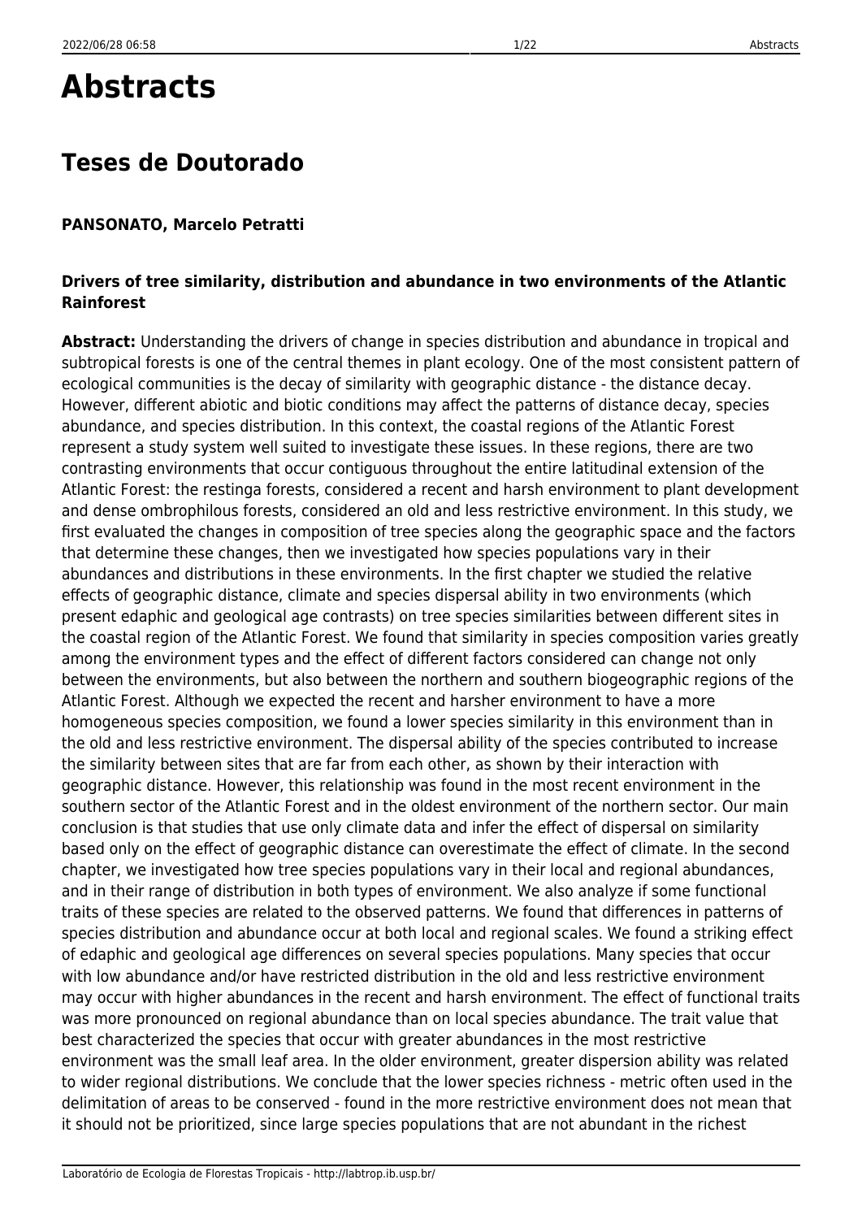# Abstracts

## Teses de Doutorado

**PANSONATO, Marcelo Petratti**

**Drivers of tree similarity, distribution and abundance in two environments of the Atlantic Rainforest**

**Abstract:** Understanding the drivers of change in species distribution and abundance in tropical and subtropical forests is one of the central themes in plant ecology. One of the most consistent pattern of ecological communities is the decay of similarity with geographic distance - the distance decay. However, different abiotic and biotic conditions may affect the patterns of distance decay, species abundance, and species distribution. In this context, the coastal regions of the Atlantic Forest represent a study system well suited to investigate these issues. In these regions, there are two contrasting environments that occur contiguous throughout the entire latitudinal extension of the Atlantic Forest: the restinga forests, considered a recent and harsh environment to plant development and dense ombrophilous forests, considered an old and less restrictive environment. In this study, we first evaluated the changes in composition of tree species along the geographic space and the factors that determine these changes, then we investigated how species populations vary in their abundances and distributions in these environments. In the first chapter we studied the relative effects of geographic distance, climate and species dispersal ability in two environments (which present edaphic and geological age contrasts) on tree species similarities between different sites in the coastal region of the Atlantic Forest. We found that similarity in species composition varies greatly among the environment types and the effect of different factors considered can change not only between the environments, but also between the northern and southern biogeographic regions of the Atlantic Forest. Although we expected the recent and harsher environment to have a more homogeneous species composition, we found a lower species similarity in this environment than in the old and less restrictive environment. The dispersal ability of the species contributed to increase the similarity between sites that are far from each other, as shown by their interaction with geographic distance. However, this relationship was found in the most recent environment in the southern sector of the Atlantic Forest and in the oldest environment of the northern sector. Our main conclusion is that studies that use only climate data and infer the effect of dispersal on similarity based only on the effect of geographic distance can overestimate the effect of climate. In the second chapter, we investigated how tree species populations vary in their local and regional abundances, and in their range of distribution in both types of environment. We also analyze if some functional traits of these species are related to the observed patterns. We found that differences in patterns of species distribution and abundance occur at both local and regional scales. We found a striking effect of edaphic and geological age differences on several species populations. Many species that occur with low abundance and/or have restricted distribution in the old and less restrictive environment may occur with higher abundances in the recent and harsh environment. The effect of functional traits was more pronounced on regional abundance than on local species abundance. The trait value that best characterized the species that occur with greater abundances in the most restrictive environment was the small leaf area. In the older environment, greater dispersion ability was related to wider regional distributions. We conclude that the lower species richness - metric often used in the delimitation of areas to be conserved - found in the more restrictive environment does not mean that it should not be prioritized, since large species populations that are not abundant in the richest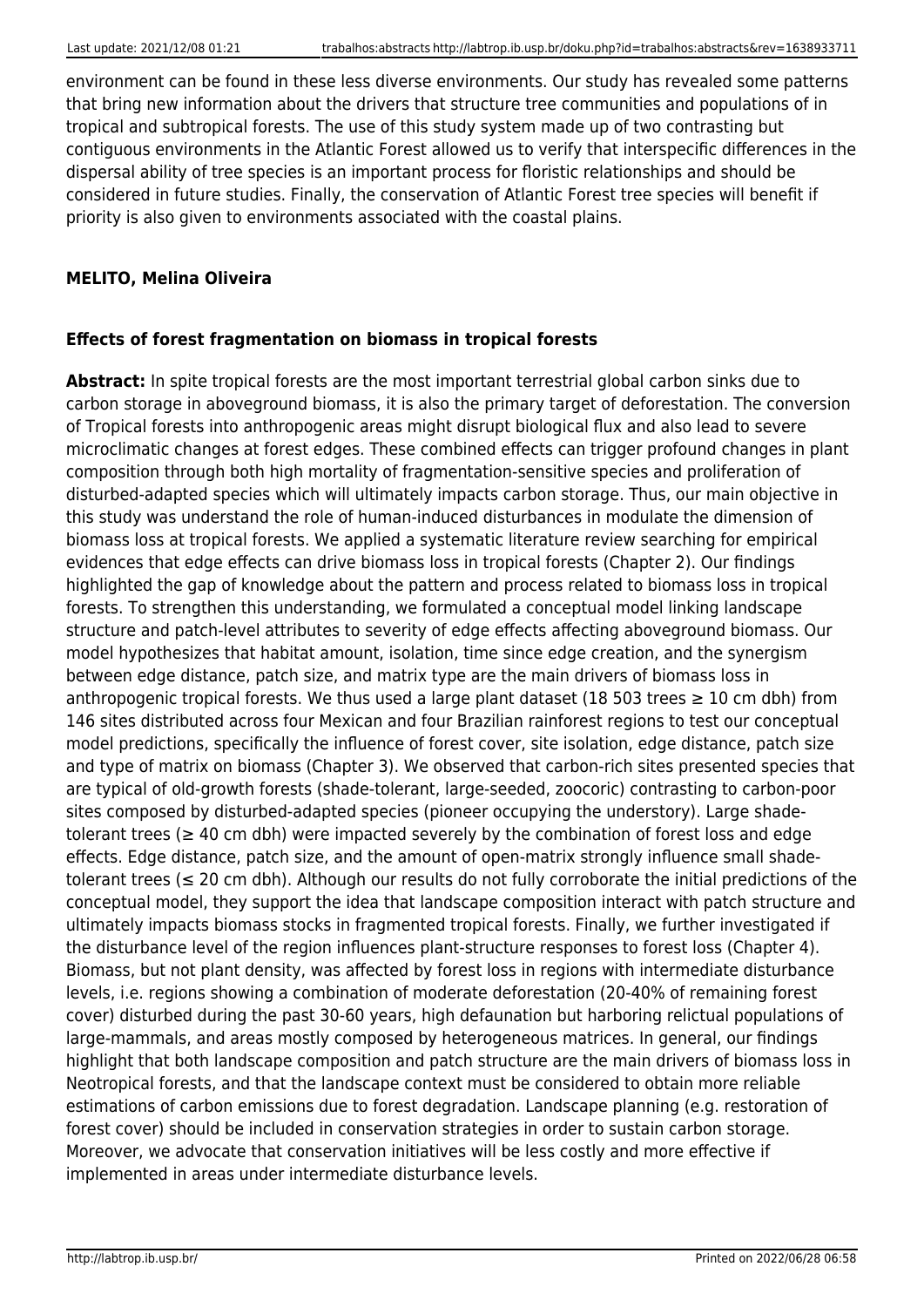environment can be found in these less diverse environments. Our study has revealed some patterns that bring new information about the drivers that structure tree communities and populations of in tropical and subtropical forests. The use of this study system made up of two contrasting but contiguous environments in the Atlantic Forest allowed us to verify that interspecific differences in the dispersal ability of tree species is an important process for floristic relationships and should be considered in future studies. Finally, the conservation of Atlantic Forest tree species will benefit if priority is also given to environments associated with the coastal plains.

**MELITO, Melina Oliveira**

**Effects of forest fragmentation on biomass in tropical forests**

**Abstract:** In spite tropical forests are the most important terrestrial global carbon sinks due to carbon storage in aboveground biomass, it is also the primary target of deforestation. The conversion of Tropical forests into anthropogenic areas might disrupt biological flux and also lead to severe microclimatic changes at forest edges. These combined effects can trigger profound changes in plant composition through both high mortality of fragmentation-sensitive species and proliferation of disturbed-adapted species which will ultimately impacts carbon storage. Thus, our main objective in this study was understand the role of human-induced disturbances in modulate the dimension of biomass loss at tropical forests. We applied a systematic literature review searching for empirical evidences that edge effects can drive biomass loss in tropical forests (Chapter 2). Our findings highlighted the gap of knowledge about the pattern and process related to biomass loss in tropical forests. To strengthen this understanding, we formulated a conceptual model linking landscape structure and patch-level attributes to severity of edge effects affecting aboveground biomass. Our model hypothesizes that habitat amount, isolation, time since edge creation, and the synergism between edge distance, patch size, and matrix type are the main drivers of biomass loss in anthropogenic tropical forests. We thus used a large plant dataset (18 503 trees ≥ 10 cm dbh) from 146 sites distributed across four Mexican and four Brazilian rainforest regions to test our conceptual model predictions, specifically the influence of forest cover, site isolation, edge distance, patch size and type of matrix on biomass (Chapter 3). We observed that carbon-rich sites presented species that are typical of old-growth forests (shade-tolerant, large-seeded, zoocoric) contrasting to carbon-poor sites composed by disturbed-adapted species (pioneer occupying the understory). Large shade-tolerant trees (≥ 40 cm dbh) were impacted severely by the combination of forest loss and edge effects. Edge distance, patch size, and the amount of open-matrix strongly influence small shade-tolerant trees (≤ 20 cm dbh). Although our results do not fully corroborate the initial predictions of the conceptual model, they support the idea that landscape composition interact with patch structure and ultimately impacts biomass stocks in fragmented tropical forests. Finally, we further investigated if the disturbance level of the region influences plant-structure responses to forest loss (Chapter 4). Biomass, but not plant density, was affected by forest loss in regions with intermediate disturbance levels, i.e. regions showing a combination of moderate deforestation (20-40% of remaining forest cover) disturbed during the past 30-60 years, high defaunation but harboring relictual populations of large-mammals, and areas mostly composed by heterogeneous matrices. In general, our findings highlight that both landscape composition and patch structure are the main drivers of biomass loss in Neotropical forests, and that the landscape context must be considered to obtain more reliable estimations of carbon emissions due to forest degradation. Landscape planning (e.g. restoration of forest cover) should be included in conservation strategies in order to sustain carbon storage. Moreover, we advocate that conservation initiatives will be less costly and more effective if implemented in areas under intermediate disturbance levels.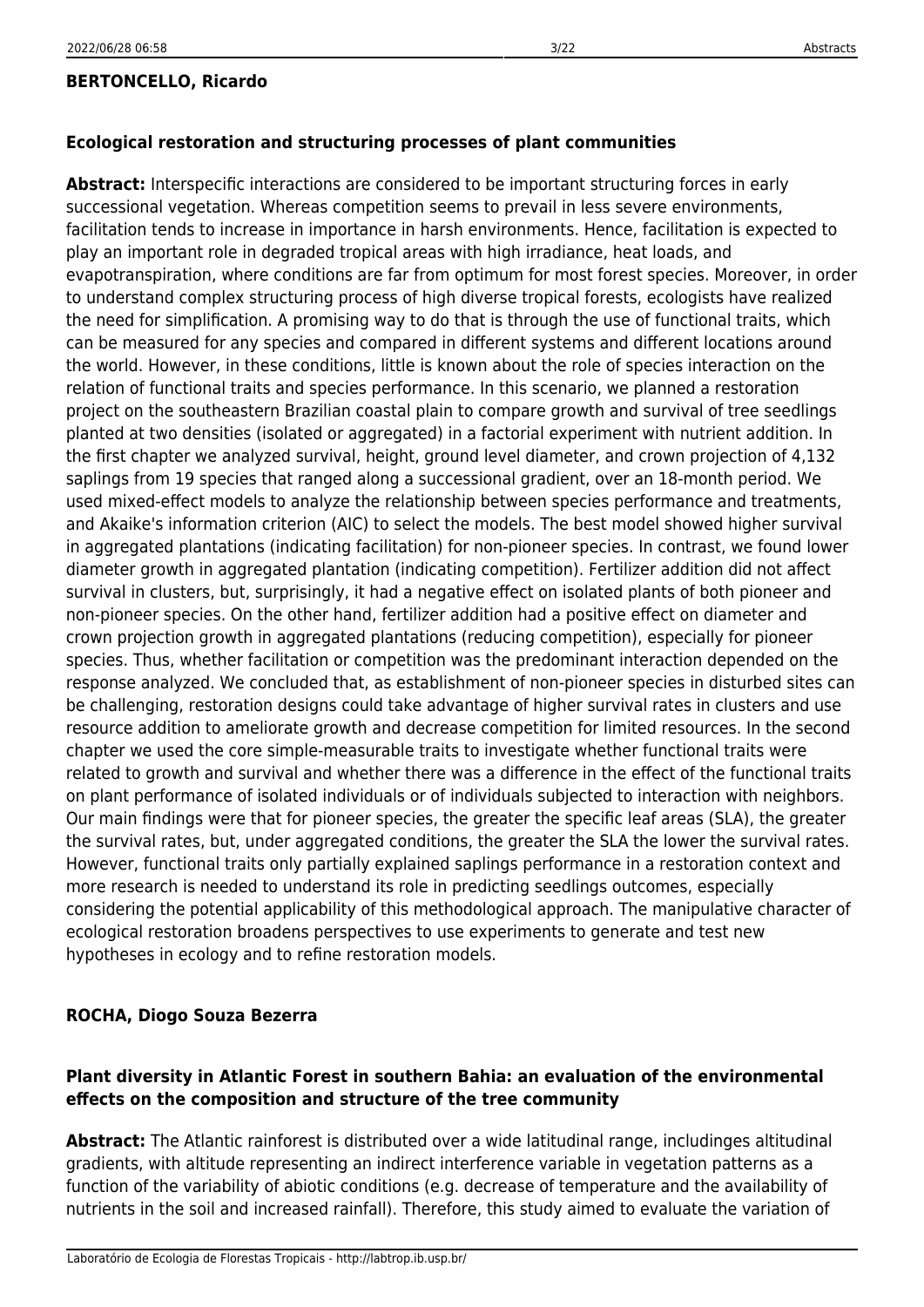**BERTONCELLO, Ricardo**

### Ecological restoration and structuring processes of plant communities

**Abstract:** Interspecific interactions are considered to be important structuring forces in early successional vegetation. Whereas competition seems to prevail in less severe environments, facilitation tends to increase in importance in harsh environments. Hence, facilitation is expected to play an important role in degraded tropical areas with high irradiance, heat loads, and evapotranspiration, where conditions are far from optimum for most forest species. Moreover, in order to understand complex structuring process of high diverse tropical forests, ecologists have realized the need for simplification. A promising way to do that is through the use of functional traits, which can be measured for any species and compared in different systems and different locations around the world. However, in these conditions, little is known about the role of species interaction on the relation of functional traits and species performance. In this scenario, we planned a restoration project on the southeastern Brazilian coastal plain to compare growth and survival of tree seedlings planted at two densities (isolated or aggregated) in a factorial experiment with nutrient addition. In the first chapter we analyzed survival, height, ground level diameter, and crown projection of 4,132 saplings from 19 species that ranged along a successional gradient, over an 18-month period. We used mixed-effect models to analyze the relationship between species performance and treatments, and Akaike's information criterion (AIC) to select the models. The best model showed higher survival in aggregated plantations (indicating facilitation) for non-pioneer species. In contrast, we found lower diameter growth in aggregated plantation (indicating competition). Fertilizer addition did not affect survival in clusters, but, surprisingly, it had a negative effect on isolated plants of both pioneer and non-pioneer species. On the other hand, fertilizer addition had a positive effect on diameter and crown projection growth in aggregated plantations (reducing competition), especially for pioneer species. Thus, whether facilitation or competition was the predominant interaction depended on the response analyzed. We concluded that, as establishment of non-pioneer species in disturbed sites can be challenging, restoration designs could take advantage of higher survival rates in clusters and use resource addition to ameliorate growth and decrease competition for limited resources. In the second chapter we used the core simple-measurable traits to investigate whether functional traits were related to growth and survival and whether there was a difference in the effect of the functional traits on plant performance of isolated individuals or of individuals subjected to interaction with neighbors. Our main findings were that for pioneer species, the greater the specific leaf areas (SLA), the greater the survival rates, but, under aggregated conditions, the greater the SLA the lower the survival rates. However, functional traits only partially explained saplings performance in a restoration context and more research is needed to understand its role in predicting seedlings outcomes, especially considering the potential applicability of this methodological approach. The manipulative character of ecological restoration broadens perspectives to use experiments to generate and test new hypotheses in ecology and to refine restoration models.

**ROCHA, Diogo Souza Bezerra**

### Plant diversity in Atlantic Forest in southern Bahia: an evaluation of the environmental effects on the composition and structure of the tree community

**Abstract:** The Atlantic rainforest is distributed over a wide latitudinal range, includinges altitudinal gradients, with altitude representing an indirect interference variable in vegetation patterns as a function of the variability of abiotic conditions (e.g. decrease of temperature and the availability of nutrients in the soil and increased rainfall). Therefore, this study aimed to evaluate the variation of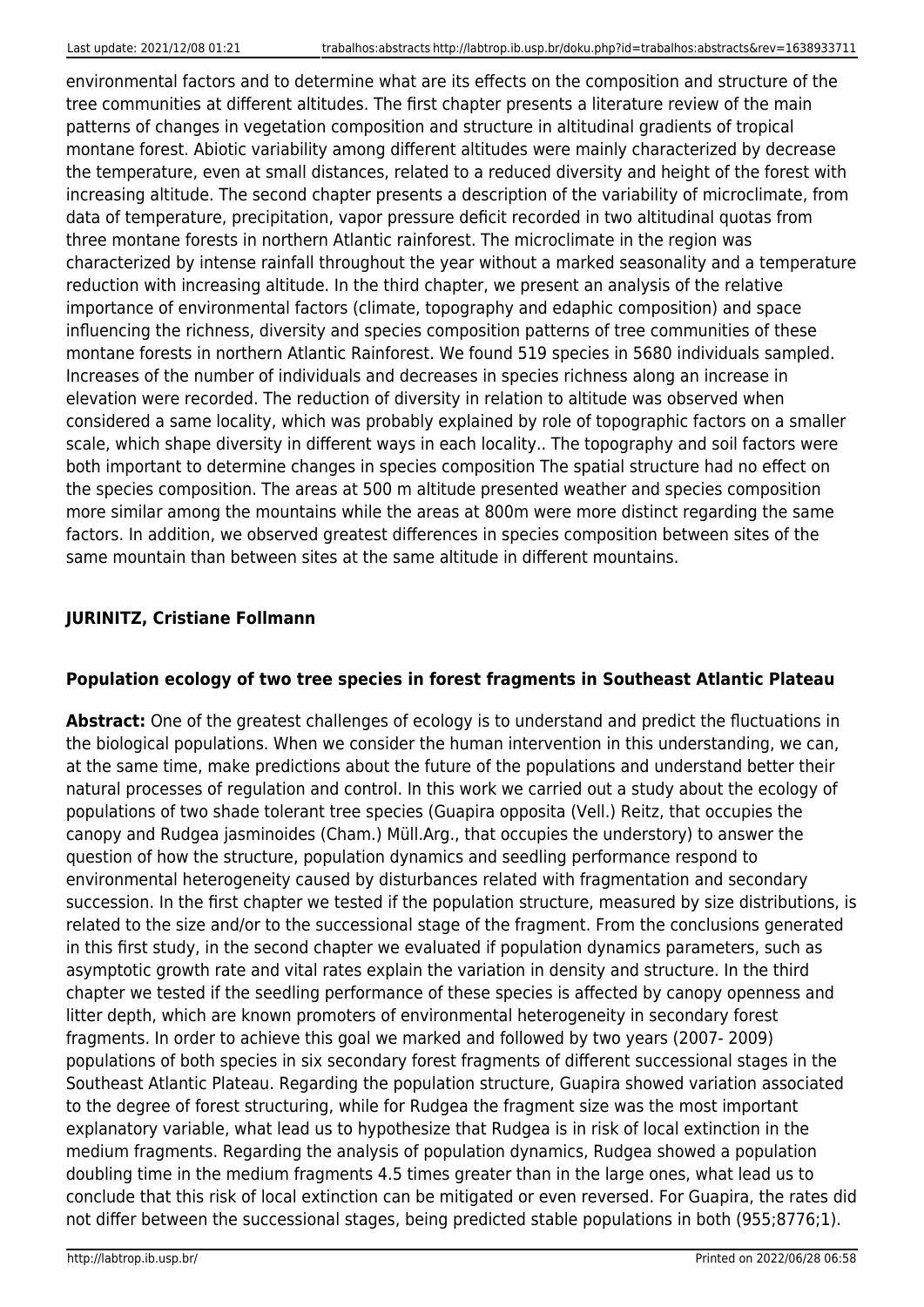environmental factors and to determine what are its effects on the composition and structure of the tree communities at different altitudes. The first chapter presents a literature review of the main patterns of changes in vegetation composition and structure in altitudinal gradients of tropical montane forest. Abiotic variability among different altitudes were mainly characterized by decrease the temperature, even at small distances, related to a reduced diversity and height of the forest with increasing altitude. The second chapter presents a description of the variability of microclimate, from data of temperature, precipitation, vapor pressure deficit recorded in two altitudinal quotas from three montane forests in northern Atlantic rainforest. The microclimate in the region was characterized by intense rainfall throughout the year without a marked seasonality and a temperature reduction with increasing altitude. In the third chapter, we present an analysis of the relative importance of environmental factors (climate, topography and edaphic composition) and space influencing the richness, diversity and species composition patterns of tree communities of these montane forests in northern Atlantic Rainforest. We found 519 species in 5680 individuals sampled. Increases of the number of individuals and decreases in species richness along an increase in elevation were recorded. The reduction of diversity in relation to altitude was observed when considered a same locality, which was probably explained by role of topographic factors on a smaller scale, which shape diversity in different ways in each locality.. The topography and soil factors were both important to determine changes in species composition The spatial structure had no effect on the species composition. The areas at 500 m altitude presented weather and species composition more similar among the mountains while the areas at 800m were more distinct regarding the same factors. In addition, we observed greatest differences in species composition between sites of the same mountain than between sites at the same altitude in different mountains.

### JURINITZ, Cristiane Follmann

#### Population ecology of two tree species in forest fragments in Southeast Atlantic Plateau

**Abstract:** One of the greatest challenges of ecology is to understand and predict the fluctuations in the biological populations. When we consider the human intervention in this understanding, we can, at the same time, make predictions about the future of the populations and understand better their natural processes of regulation and control. In this work we carried out a study about the ecology of populations of two shade tolerant tree species (Guapira opposita (Vell.) Reitz, that occupies the canopy and Rudgea jasminoides (Cham.) Müll.Arg., that occupies the understory) to answer the question of how the structure, population dynamics and seedling performance respond to environmental heterogeneity caused by disturbances related with fragmentation and secondary succession. In the first chapter we tested if the population structure, measured by size distributions, is related to the size and/or to the successional stage of the fragment. From the conclusions generated in this first study, in the second chapter we evaluated if population dynamics parameters, such as asymptotic growth rate and vital rates explain the variation in density and structure. In the third chapter we tested if the seedling performance of these species is affected by canopy openness and litter depth, which are known promoters of environmental heterogeneity in secondary forest fragments. In order to achieve this goal we marked and followed by two years (2007- 2009) populations of both species in six secondary forest fragments of different successional stages in the Southeast Atlantic Plateau. Regarding the population structure, Guapira showed variation associated to the degree of forest structuring, while for Rudgea the fragment size was the most important explanatory variable, what lead us to hypothesize that Rudgea is in risk of local extinction in the medium fragments. Regarding the analysis of population dynamics, Rudgea showed a population doubling time in the medium fragments 4.5 times greater than in the large ones, what lead us to conclude that this risk of local extinction can be mitigated or even reversed. For Guapira, the rates did not differ between the successional stages, being predicted stable populations in both (955;8776;1).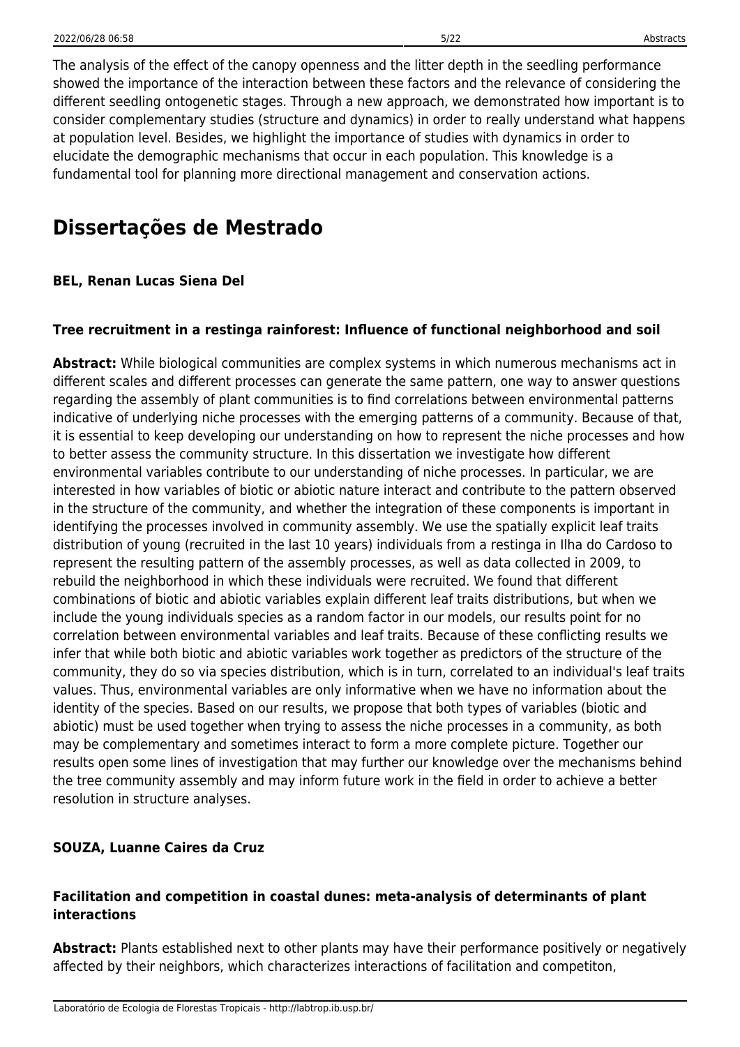The analysis of the effect of the canopy openness and the litter depth in the seedling performance showed the importance of the interaction between these factors and the relevance of considering the different seedling ontogenetic stages. Through a new approach, we demonstrated how important is to consider complementary studies (structure and dynamics) in order to really understand what happens at population level. Besides, we highlight the importance of studies with dynamics in order to elucidate the demographic mechanisms that occur in each population. This knowledge is a fundamental tool for planning more directional management and conservation actions.

# Dissertações de Mestrado

### BEL, Renan Lucas Siena Del

### Tree recruitment in a restinga rainforest: Influence of functional neighborhood and soil

**Abstract:** While biological communities are complex systems in which numerous mechanisms act in different scales and different processes can generate the same pattern, one way to answer questions regarding the assembly of plant communities is to find correlations between environmental patterns indicative of underlying niche processes with the emerging patterns of a community. Because of that, it is essential to keep developing our understanding on how to represent the niche processes and how to better assess the community structure. In this dissertation we investigate how different environmental variables contribute to our understanding of niche processes. In particular, we are interested in how variables of biotic or abiotic nature interact and contribute to the pattern observed in the structure of the community, and whether the integration of these components is important in identifying the processes involved in community assembly. We use the spatially explicit leaf traits distribution of young (recruited in the last 10 years) individuals from a restinga in Ilha do Cardoso to represent the resulting pattern of the assembly processes, as well as data collected in 2009, to rebuild the neighborhood in which these individuals were recruited. We found that different combinations of biotic and abiotic variables explain different leaf traits distributions, but when we include the young individuals species as a random factor in our models, our results point for no correlation between environmental variables and leaf traits. Because of these conflicting results we infer that while both biotic and abiotic variables work together as predictors of the structure of the community, they do so via species distribution, which is in turn, correlated to an individual's leaf traits values. Thus, environmental variables are only informative when we have no information about the identity of the species. Based on our results, we propose that both types of variables (biotic and abiotic) must be used together when trying to assess the niche processes in a community, as both may be complementary and sometimes interact to form a more complete picture. Together our results open some lines of investigation that may further our knowledge over the mechanisms behind the tree community assembly and may inform future work in the field in order to achieve a better resolution in structure analyses.

### SOUZA, Luanne Caires da Cruz

### Facilitation and competition in coastal dunes: meta-analysis of determinants of plant interactions

**Abstract:** Plants established next to other plants may have their performance positively or negatively affected by their neighbors, which characterizes interactions of facilitation and competiton,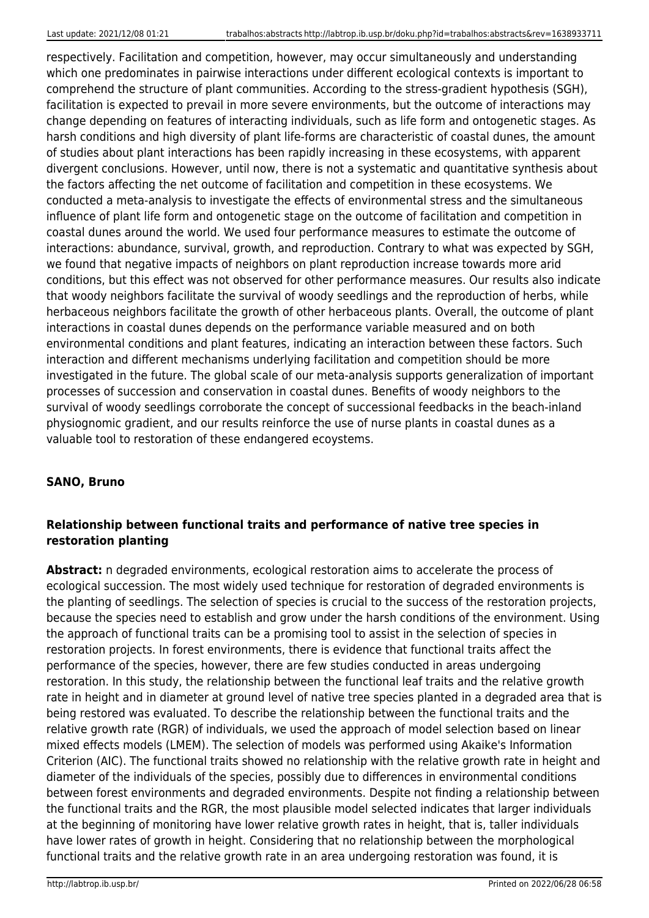respectively. Facilitation and competition, however, may occur simultaneously and understanding which one predominates in pairwise interactions under different ecological contexts is important to comprehend the structure of plant communities. According to the stress-gradient hypothesis (SGH), facilitation is expected to prevail in more severe environments, but the outcome of interactions may change depending on features of interacting individuals, such as life form and ontogenetic stages. As harsh conditions and high diversity of plant life-forms are characteristic of coastal dunes, the amount of studies about plant interactions has been rapidly increasing in these ecosystems, with apparent divergent conclusions. However, until now, there is not a systematic and quantitative synthesis about the factors affecting the net outcome of facilitation and competition in these ecosystems. We conducted a meta-analysis to investigate the effects of environmental stress and the simultaneous influence of plant life form and ontogenetic stage on the outcome of facilitation and competition in coastal dunes around the world. We used four performance measures to estimate the outcome of interactions: abundance, survival, growth, and reproduction. Contrary to what was expected by SGH, we found that negative impacts of neighbors on plant reproduction increase towards more arid conditions, but this effect was not observed for other performance measures. Our results also indicate that woody neighbors facilitate the survival of woody seedlings and the reproduction of herbs, while herbaceous neighbors facilitate the growth of other herbaceous plants. Overall, the outcome of plant interactions in coastal dunes depends on the performance variable measured and on both environmental conditions and plant features, indicating an interaction between these factors. Such interaction and different mechanisms underlying facilitation and competition should be more investigated in the future. The global scale of our meta-analysis supports generalization of important processes of succession and conservation in coastal dunes. Benefits of woody neighbors to the survival of woody seedlings corroborate the concept of successional feedbacks in the beach-inland physiognomic gradient, and our results reinforce the use of nurse plants in coastal dunes as a valuable tool to restoration of these endangered ecoystems.

**SANO, Bruno**

**Relationship between functional traits and performance of native tree species in restoration planting**

**Abstract:** n degraded environments, ecological restoration aims to accelerate the process of ecological succession. The most widely used technique for restoration of degraded environments is the planting of seedlings. The selection of species is crucial to the success of the restoration projects, because the species need to establish and grow under the harsh conditions of the environment. Using the approach of functional traits can be a promising tool to assist in the selection of species in restoration projects. In forest environments, there is evidence that functional traits affect the performance of the species, however, there are few studies conducted in areas undergoing restoration. In this study, the relationship between the functional leaf traits and the relative growth rate in height and in diameter at ground level of native tree species planted in a degraded area that is being restored was evaluated. To describe the relationship between the functional traits and the relative growth rate (RGR) of individuals, we used the approach of model selection based on linear mixed effects models (LMEM). The selection of models was performed using Akaike's Information Criterion (AIC). The functional traits showed no relationship with the relative growth rate in height and diameter of the individuals of the species, possibly due to differences in environmental conditions between forest environments and degraded environments. Despite not finding a relationship between the functional traits and the RGR, the most plausible model selected indicates that larger individuals at the beginning of monitoring have lower relative growth rates in height, that is, taller individuals have lower rates of growth in height. Considering that no relationship between the morphological functional traits and the relative growth rate in an area undergoing restoration was found, it is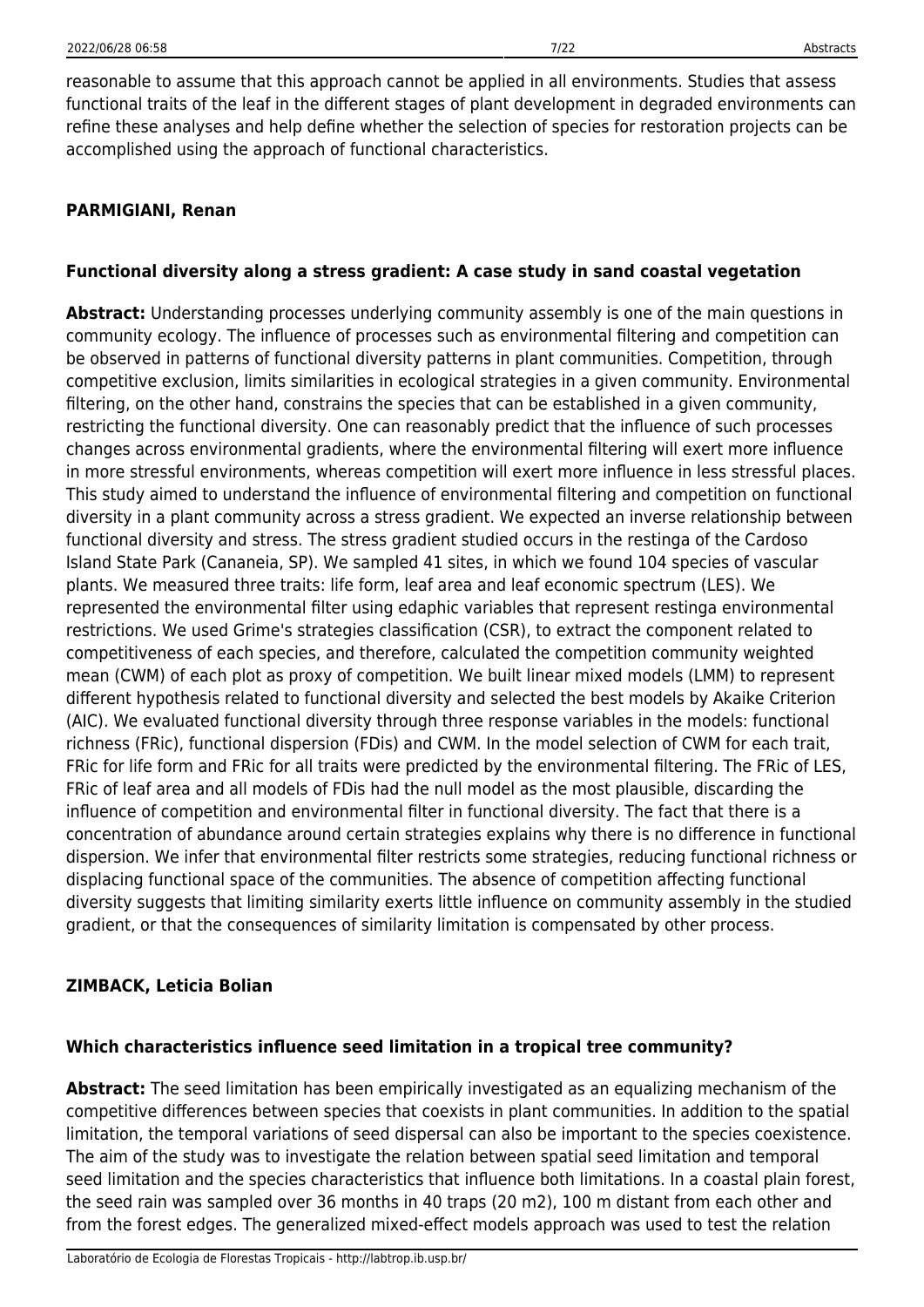reasonable to assume that this approach cannot be applied in all environments. Studies that assess functional traits of the leaf in the different stages of plant development in degraded environments can refine these analyses and help define whether the selection of species for restoration projects can be accomplished using the approach of functional characteristics.

### PARMIGIANI, Renan

#### Functional diversity along a stress gradient: A case study in sand coastal vegetation

**Abstract:** Understanding processes underlying community assembly is one of the main questions in community ecology. The influence of processes such as environmental filtering and competition can be observed in patterns of functional diversity patterns in plant communities. Competition, through competitive exclusion, limits similarities in ecological strategies in a given community. Environmental filtering, on the other hand, constrains the species that can be established in a given community, restricting the functional diversity. One can reasonably predict that the influence of such processes changes across environmental gradients, where the environmental filtering will exert more influence in more stressful environments, whereas competition will exert more influence in less stressful places. This study aimed to understand the influence of environmental filtering and competition on functional diversity in a plant community across a stress gradient. We expected an inverse relationship between functional diversity and stress. The stress gradient studied occurs in the restinga of the Cardoso Island State Park (Cananeia, SP). We sampled 41 sites, in which we found 104 species of vascular plants. We measured three traits: life form, leaf area and leaf economic spectrum (LES). We represented the environmental filter using edaphic variables that represent restinga environmental restrictions. We used Grime's strategies classification (CSR), to extract the component related to competitiveness of each species, and therefore, calculated the competition community weighted mean (CWM) of each plot as proxy of competition. We built linear mixed models (LMM) to represent different hypothesis related to functional diversity and selected the best models by Akaike Criterion (AIC). We evaluated functional diversity through three response variables in the models: functional richness (FRic), functional dispersion (FDis) and CWM. In the model selection of CWM for each trait, FRic for life form and FRic for all traits were predicted by the environmental filtering. The FRic of LES, FRic of leaf area and all models of FDis had the null model as the most plausible, discarding the influence of competition and environmental filter in functional diversity. The fact that there is a concentration of abundance around certain strategies explains why there is no difference in functional dispersion. We infer that environmental filter restricts some strategies, reducing functional richness or displacing functional space of the communities. The absence of competition affecting functional diversity suggests that limiting similarity exerts little influence on community assembly in the studied gradient, or that the consequences of similarity limitation is compensated by other process.

### ZIMBACK, Leticia Bolian

#### Which characteristics influence seed limitation in a tropical tree community?

**Abstract:** The seed limitation has been empirically investigated as an equalizing mechanism of the competitive differences between species that coexists in plant communities. In addition to the spatial limitation, the temporal variations of seed dispersal can also be important to the species coexistence. The aim of the study was to investigate the relation between spatial seed limitation and temporal seed limitation and the species characteristics that influence both limitations. In a coastal plain forest, the seed rain was sampled over 36 months in 40 traps (20 $m^2$), 100 m distant from each other and from the forest edges. The generalized mixed-effect models approach was used to test the relation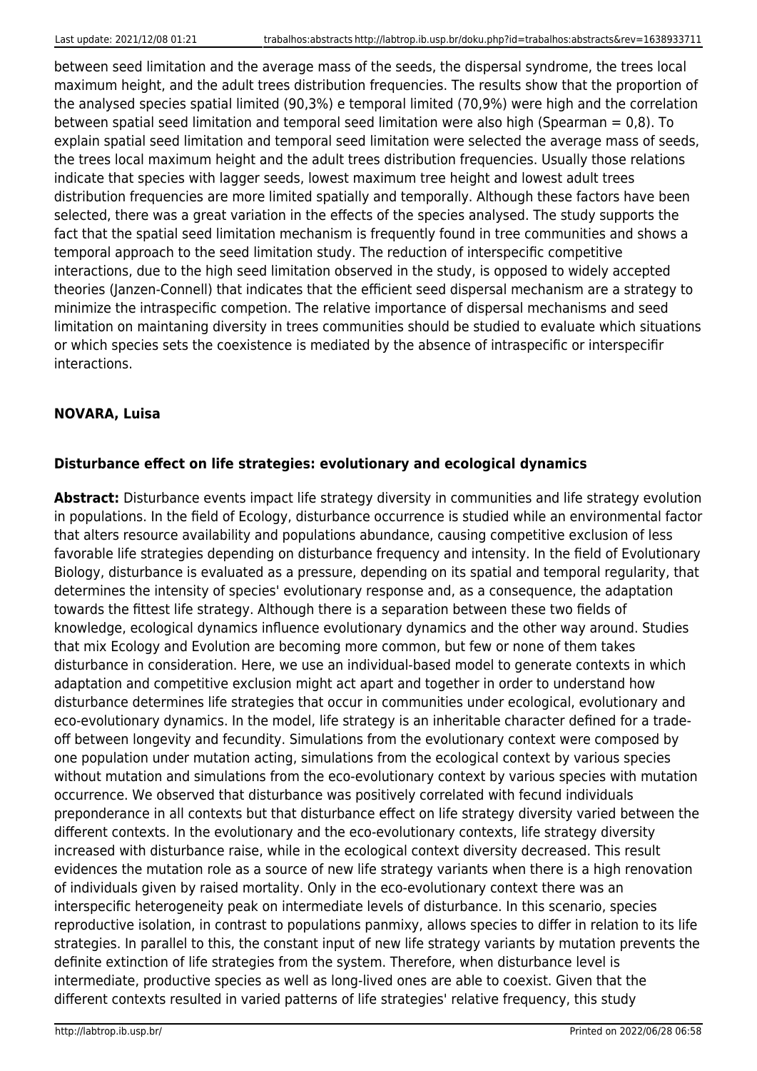between seed limitation and the average mass of the seeds, the dispersal syndrome, the trees local maximum height, and the adult trees distribution frequencies. The results show that the proportion of the analysed species spatial limited (90,3%) e temporal limited (70,9%) were high and the correlation between spatial seed limitation and temporal seed limitation were also high (Spearman = 0,8). To explain spatial seed limitation and temporal seed limitation were selected the average mass of seeds, the trees local maximum height and the adult trees distribution frequencies. Usually those relations indicate that species with lagger seeds, lowest maximum tree height and lowest adult trees distribution frequencies are more limited spatially and temporally. Although these factors have been selected, there was a great variation in the effects of the species analysed. The study supports the fact that the spatial seed limitation mechanism is frequently found in tree communities and shows a temporal approach to the seed limitation study. The reduction of interspecific competitive interactions, due to the high seed limitation observed in the study, is opposed to widely accepted theories (Janzen-Connell) that indicates that the efficient seed dispersal mechanism are a strategy to minimize the intraspecific competion. The relative importance of dispersal mechanisms and seed limitation on maintaning diversity in trees communities should be studied to evaluate which situations or which species sets the coexistence is mediated by the absence of intraspecific or interspecifir interactions.

**NOVARA, Luisa**

**Disturbance effect on life strategies: evolutionary and ecological dynamics**

**Abstract:** Disturbance events impact life strategy diversity in communities and life strategy evolution in populations. In the field of Ecology, disturbance occurrence is studied while an environmental factor that alters resource availability and populations abundance, causing competitive exclusion of less favorable life strategies depending on disturbance frequency and intensity. In the field of Evolutionary Biology, disturbance is evaluated as a pressure, depending on its spatial and temporal regularity, that determines the intensity of species' evolutionary response and, as a consequence, the adaptation towards the fittest life strategy. Although there is a separation between these two fields of knowledge, ecological dynamics influence evolutionary dynamics and the other way around. Studies that mix Ecology and Evolution are becoming more common, but few or none of them takes disturbance in consideration. Here, we use an individual-based model to generate contexts in which adaptation and competitive exclusion might act apart and together in order to understand how disturbance determines life strategies that occur in communities under ecological, evolutionary and eco-evolutionary dynamics. In the model, life strategy is an inheritable character defined for a trade-off between longevity and fecundity. Simulations from the evolutionary context were composed by one population under mutation acting, simulations from the ecological context by various species without mutation and simulations from the eco-evolutionary context by various species with mutation occurrence. We observed that disturbance was positively correlated with fecund individuals preponderance in all contexts but that disturbance effect on life strategy diversity varied between the different contexts. In the evolutionary and the eco-evolutionary contexts, life strategy diversity increased with disturbance raise, while in the ecological context diversity decreased. This result evidences the mutation role as a source of new life strategy variants when there is a high renovation of individuals given by raised mortality. Only in the eco-evolutionary context there was an interspecific heterogeneity peak on intermediate levels of disturbance. In this scenario, species reproductive isolation, in contrast to populations panmixy, allows species to differ in relation to its life strategies. In parallel to this, the constant input of new life strategy variants by mutation prevents the definite extinction of life strategies from the system. Therefore, when disturbance level is intermediate, productive species as well as long-lived ones are able to coexist. Given that the different contexts resulted in varied patterns of life strategies' relative frequency, this study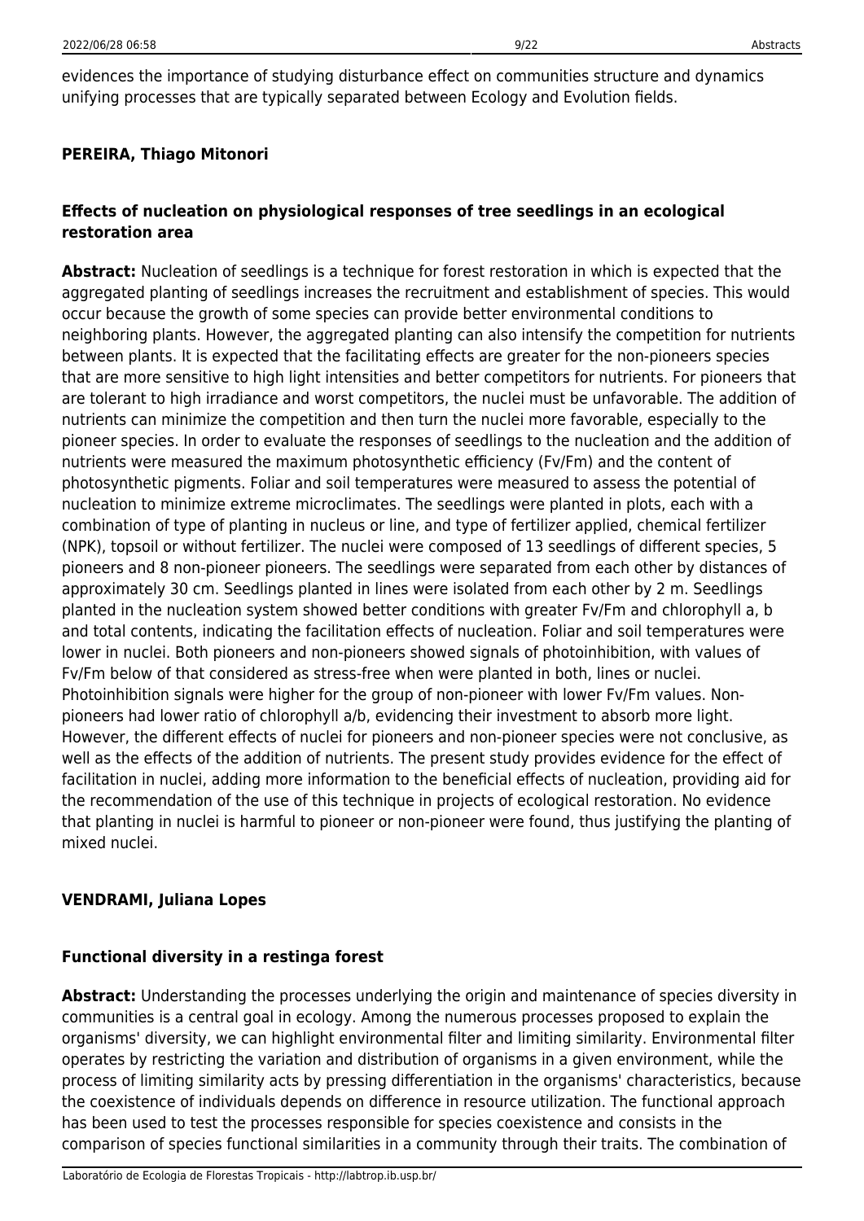evidences the importance of studying disturbance effect on communities structure and dynamics unifying processes that are typically separated between Ecology and Evolution fields.

**PEREIRA, Thiago Mitonori**

### Effects of nucleation on physiological responses of tree seedlings in an ecological restoration area

**Abstract:** Nucleation of seedlings is a technique for forest restoration in which is expected that the aggregated planting of seedlings increases the recruitment and establishment of species. This would occur because the growth of some species can provide better environmental conditions to neighboring plants. However, the aggregated planting can also intensify the competition for nutrients between plants. It is expected that the facilitating effects are greater for the non-pioneers species that are more sensitive to high light intensities and better competitors for nutrients. For pioneers that are tolerant to high irradiance and worst competitors, the nuclei must be unfavorable. The addition of nutrients can minimize the competition and then turn the nuclei more favorable, especially to the pioneer species. In order to evaluate the responses of seedlings to the nucleation and the addition of nutrients were measured the maximum photosynthetic efficiency ($F_v/F_m$) and the content of photosynthetic pigments. Foliar and soil temperatures were measured to assess the potential of nucleation to minimize extreme microclimates. The seedlings were planted in plots, each with a combination of type of planting in nucleus or line, and type of fertilizer applied, chemical fertilizer (NPK), topsoil or without fertilizer. The nuclei were composed of 13 seedlings of different species, 5 pioneers and 8 non-pioneer pioneers. The seedlings were separated from each other by distances of approximately 30 cm. Seedlings planted in lines were isolated from each other by 2 m. Seedlings planted in the nucleation system showed better conditions with greater $F_v/F_m$ and chlorophyll a, b and total contents, indicating the facilitation effects of nucleation. Foliar and soil temperatures were lower in nuclei. Both pioneers and non-pioneers showed signals of photoinhibition, with values of $F_v/F_m$ below of that considered as stress-free when were planted in both, lines or nuclei. Photoinhibition signals were higher for the group of non-pioneer with lower $F_v/F_m$ values. Non-pioneers had lower ratio of chlorophyll a/b, evidencing their investment to absorb more light. However, the different effects of nuclei for pioneers and non-pioneer species were not conclusive, as well as the effects of the addition of nutrients. The present study provides evidence for the effect of facilitation in nuclei, adding more information to the beneficial effects of nucleation, providing aid for the recommendation of the use of this technique in projects of ecological restoration. No evidence that planting in nuclei is harmful to pioneer or non-pioneer were found, thus justifying the planting of mixed nuclei.

**VENDRAMI, Juliana Lopes**

### Functional diversity in a restinga forest

**Abstract:** Understanding the processes underlying the origin and maintenance of species diversity in communities is a central goal in ecology. Among the numerous processes proposed to explain the organisms' diversity, we can highlight environmental filter and limiting similarity. Environmental filter operates by restricting the variation and distribution of organisms in a given environment, while the process of limiting similarity acts by pressing differentiation in the organisms' characteristics, because the coexistence of individuals depends on difference in resource utilization. The functional approach has been used to test the processes responsible for species coexistence and consists in the comparison of species functional similarities in a community through their traits. The combination of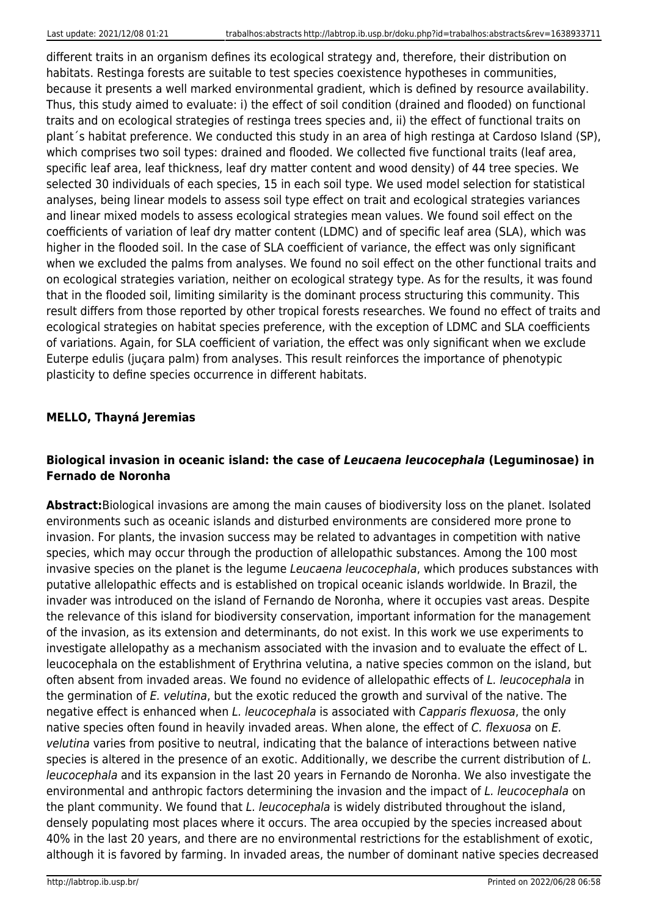different traits in an organism defines its ecological strategy and, therefore, their distribution on habitats. Restinga forests are suitable to test species coexistence hypotheses in communities, because it presents a well marked environmental gradient, which is defined by resource availability. Thus, this study aimed to evaluate: i) the effect of soil condition (drained and flooded) on functional traits and on ecological strategies of restinga trees species and, ii) the effect of functional traits on plant´s habitat preference. We conducted this study in an area of high restinga at Cardoso Island (SP), which comprises two soil types: drained and flooded. We collected five functional traits (leaf area, specific leaf area, leaf thickness, leaf dry matter content and wood density) of 44 tree species. We selected 30 individuals of each species, 15 in each soil type. We used model selection for statistical analyses, being linear models to assess soil type effect on trait and ecological strategies variances and linear mixed models to assess ecological strategies mean values. We found soil effect on the coefficients of variation of leaf dry matter content (LDMC) and of specific leaf area (SLA), which was higher in the flooded soil. In the case of SLA coefficient of variance, the effect was only significant when we excluded the palms from analyses. We found no soil effect on the other functional traits and on ecological strategies variation, neither on ecological strategy type. As for the results, it was found that in the flooded soil, limiting similarity is the dominant process structuring this community. This result differs from those reported by other tropical forests researches. We found no effect of traits and ecological strategies on habitat species preference, with the exception of LDMC and SLA coefficients of variations. Again, for SLA coefficient of variation, the effect was only significant when we exclude Euterpe edulis (juçara palm) from analyses. This result reinforces the importance of phenotypic plasticity to define species occurrence in different habitats.

### MELLO, Thayná Jeremias

### Biological invasion in oceanic island: the case of *Leucaena leucocephala* (Leguminosae) in Fernado de Noronha

**Abstract:**Biological invasions are among the main causes of biodiversity loss on the planet. Isolated environments such as oceanic islands and disturbed environments are considered more prone to invasion. For plants, the invasion success may be related to advantages in competition with native species, which may occur through the production of allelopathic substances. Among the 100 most invasive species on the planet is the legume *Leucaena leucocephala*, which produces substances with putative allelopathic effects and is established on tropical oceanic islands worldwide. In Brazil, the invader was introduced on the island of Fernando de Noronha, where it occupies vast areas. Despite the relevance of this island for biodiversity conservation, important information for the management of the invasion, as its extension and determinants, do not exist. In this work we use experiments to investigate allelopathy as a mechanism associated with the invasion and to evaluate the effect of L. leucocephala on the establishment of Erythrina velutina, a native species common on the island, but often absent from invaded areas. We found no evidence of allelopathic effects of *L. leucocephala* in the germination of *E. velutina*, but the exotic reduced the growth and survival of the native. The negative effect is enhanced when *L. leucocephala* is associated with *Capparis flexuosa*, the only native species often found in heavily invaded areas. When alone, the effect of *C. flexuosa* on *E. velutina* varies from positive to neutral, indicating that the balance of interactions between native species is altered in the presence of an exotic. Additionally, we describe the current distribution of *L. leucocephala* and its expansion in the last 20 years in Fernando de Noronha. We also investigate the environmental and anthropic factors determining the invasion and the impact of *L. leucocephala* on the plant community. We found that *L. leucocephala* is widely distributed throughout the island, densely populating most places where it occurs. The area occupied by the species increased about 40% in the last 20 years, and there are no environmental restrictions for the establishment of exotic, although it is favored by farming. In invaded areas, the number of dominant native species decreased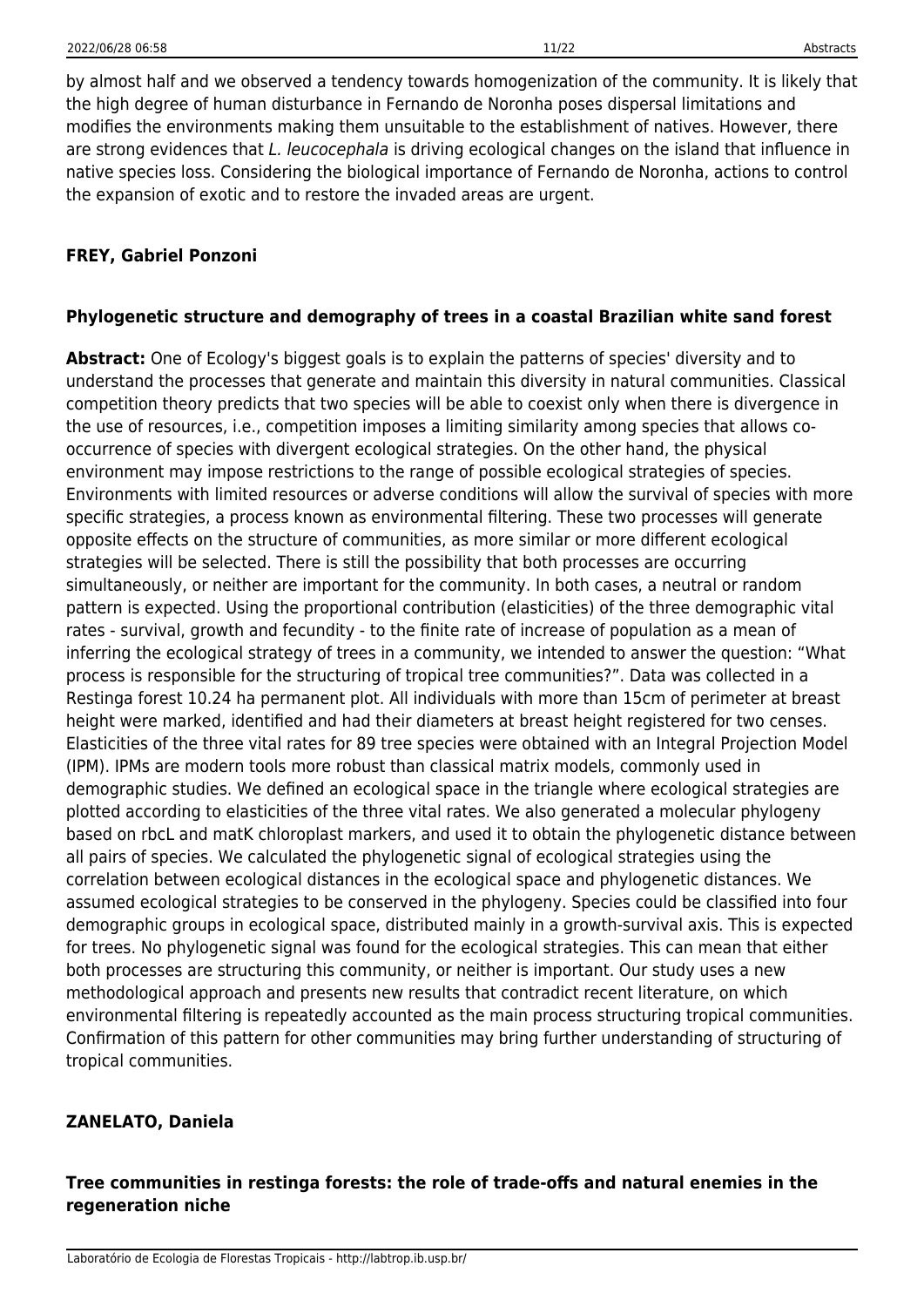by almost half and we observed a tendency towards homogenization of the community. It is likely that the high degree of human disturbance in Fernando de Noronha poses dispersal limitations and modifies the environments making them unsuitable to the establishment of natives. However, there are strong evidences that *L. leucocephala* is driving ecological changes on the island that influence in native species loss. Considering the biological importance of Fernando de Noronha, actions to control the expansion of exotic and to restore the invaded areas are urgent.

**FREY, Gabriel Ponzoni**

**Phylogenetic structure and demography of trees in a coastal Brazilian white sand forest**

**Abstract:** One of Ecology's biggest goals is to explain the patterns of species' diversity and to understand the processes that generate and maintain this diversity in natural communities. Classical competition theory predicts that two species will be able to coexist only when there is divergence in the use of resources, i.e., competition imposes a limiting similarity among species that allows co-occurrence of species with divergent ecological strategies. On the other hand, the physical environment may impose restrictions to the range of possible ecological strategies of species. Environments with limited resources or adverse conditions will allow the survival of species with more specific strategies, a process known as environmental filtering. These two processes will generate opposite effects on the structure of communities, as more similar or more different ecological strategies will be selected. There is still the possibility that both processes are occurring simultaneously, or neither are important for the community. In both cases, a neutral or random pattern is expected. Using the proportional contribution (elasticities) of the three demographic vital rates - survival, growth and fecundity - to the finite rate of increase of population as a mean of inferring the ecological strategy of trees in a community, we intended to answer the question: "What process is responsible for the structuring of tropical tree communities?". Data was collected in a Restinga forest 10.24 ha permanent plot. All individuals with more than 15cm of perimeter at breast height were marked, identified and had their diameters at breast height registered for two censes. Elasticities of the three vital rates for 89 tree species were obtained with an Integral Projection Model (IPM). IPMs are modern tools more robust than classical matrix models, commonly used in demographic studies. We defined an ecological space in the triangle where ecological strategies are plotted according to elasticities of the three vital rates. We also generated a molecular phylogeny based on rbcL and matK chloroplast markers, and used it to obtain the phylogenetic distance between all pairs of species. We calculated the phylogenetic signal of ecological strategies using the correlation between ecological distances in the ecological space and phylogenetic distances. We assumed ecological strategies to be conserved in the phylogeny. Species could be classified into four demographic groups in ecological space, distributed mainly in a growth-survival axis. This is expected for trees. No phylogenetic signal was found for the ecological strategies. This can mean that either both processes are structuring this community, or neither is important. Our study uses a new methodological approach and presents new results that contradict recent literature, on which environmental filtering is repeatedly accounted as the main process structuring tropical communities. Confirmation of this pattern for other communities may bring further understanding of structuring of tropical communities.

**ZANELATO, Daniela**

**Tree communities in restinga forests: the role of trade-offs and natural enemies in the regeneration niche**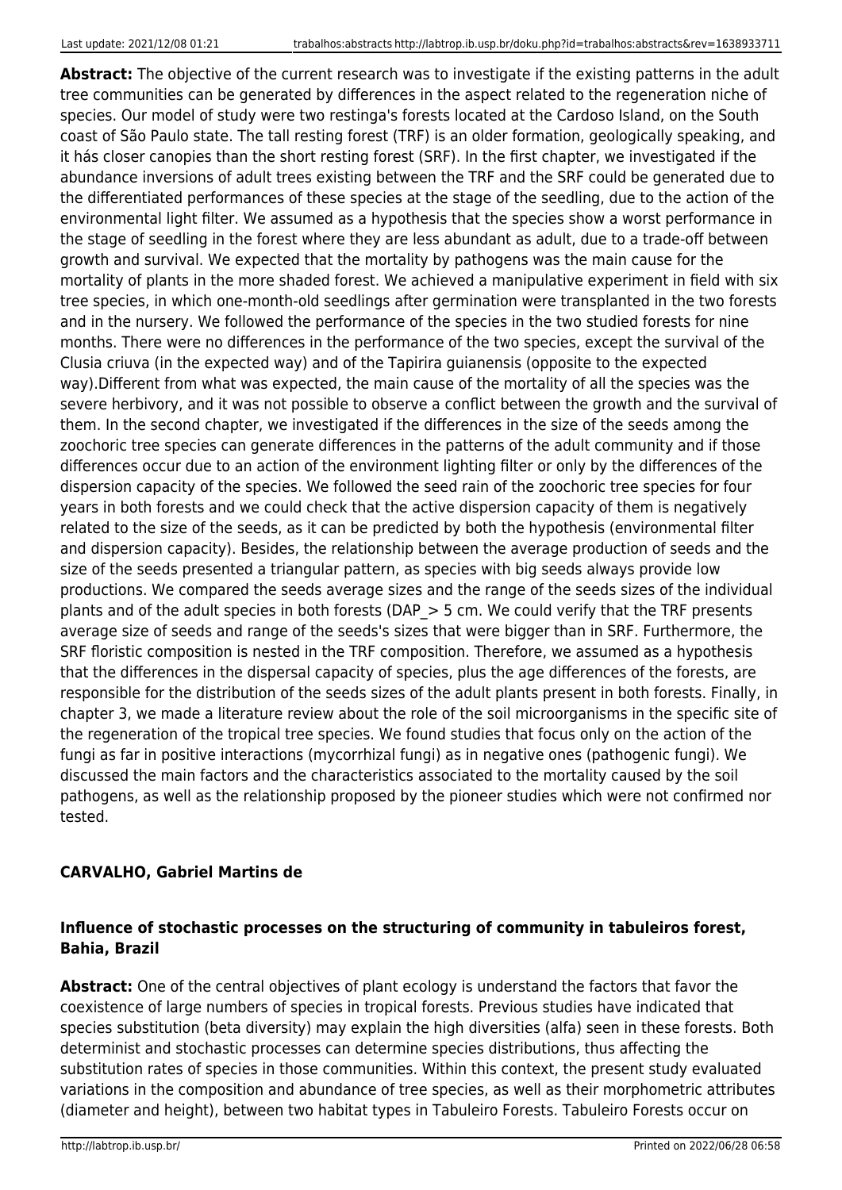**Abstract:** The objective of the current research was to investigate if the existing patterns in the adult tree communities can be generated by differences in the aspect related to the regeneration niche of species. Our model of study were two restinga's forests located at the Cardoso Island, on the South coast of São Paulo state. The tall resting forest (TRF) is an older formation, geologically speaking, and it hás closer canopies than the short resting forest (SRF). In the first chapter, we investigated if the abundance inversions of adult trees existing between the TRF and the SRF could be generated due to the differentiated performances of these species at the stage of the seedling, due to the action of the environmental light filter. We assumed as a hypothesis that the species show a worst performance in the stage of seedling in the forest where they are less abundant as adult, due to a trade-off between growth and survival. We expected that the mortality by pathogens was the main cause for the mortality of plants in the more shaded forest. We achieved a manipulative experiment in field with six tree species, in which one-month-old seedlings after germination were transplanted in the two forests and in the nursery. We followed the performance of the species in the two studied forests for nine months. There were no differences in the performance of the two species, except the survival of the Clusia criuva (in the expected way) and of the Tapirira guianensis (opposite to the expected way).Different from what was expected, the main cause of the mortality of all the species was the severe herbivory, and it was not possible to observe a conflict between the growth and the survival of them. In the second chapter, we investigated if the differences in the size of the seeds among the zoochoric tree species can generate differences in the patterns of the adult community and if those differences occur due to an action of the environment lighting filter or only by the differences of the dispersion capacity of the species. We followed the seed rain of the zoochoric tree species for four years in both forests and we could check that the active dispersion capacity of them is negatively related to the size of the seeds, as it can be predicted by both the hypothesis (environmental filter and dispersion capacity). Besides, the relationship between the average production of seeds and the size of the seeds presented a triangular pattern, as species with big seeds always provide low productions. We compared the seeds average sizes and the range of the seeds sizes of the individual plants and of the adult species in both forests (DAP_> 5 cm. We could verify that the TRF presents average size of seeds and range of the seeds's sizes that were bigger than in SRF. Furthermore, the SRF floristic composition is nested in the TRF composition. Therefore, we assumed as a hypothesis that the differences in the dispersal capacity of species, plus the age differences of the forests, are responsible for the distribution of the seeds sizes of the adult plants present in both forests. Finally, in chapter 3, we made a literature review about the role of the soil microorganisms in the specific site of the regeneration of the tropical tree species. We found studies that focus only on the action of the fungi as far in positive interactions (mycorrhizal fungi) as in negative ones (pathogenic fungi). We discussed the main factors and the characteristics associated to the mortality caused by the soil pathogens, as well as the relationship proposed by the pioneer studies which were not confirmed nor tested.

#### CARVALHO, Gabriel Martins de

#### Influence of stochastic processes on the structuring of community in tabuleiros forest, Bahia, Brazil

**Abstract:** One of the central objectives of plant ecology is understand the factors that favor the coexistence of large numbers of species in tropical forests. Previous studies have indicated that species substitution (beta diversity) may explain the high diversities (alfa) seen in these forests. Both determinist and stochastic processes can determine species distributions, thus affecting the substitution rates of species in those communities. Within this context, the present study evaluated variations in the composition and abundance of tree species, as well as their morphometric attributes (diameter and height), between two habitat types in Tabuleiro Forests. Tabuleiro Forests occur on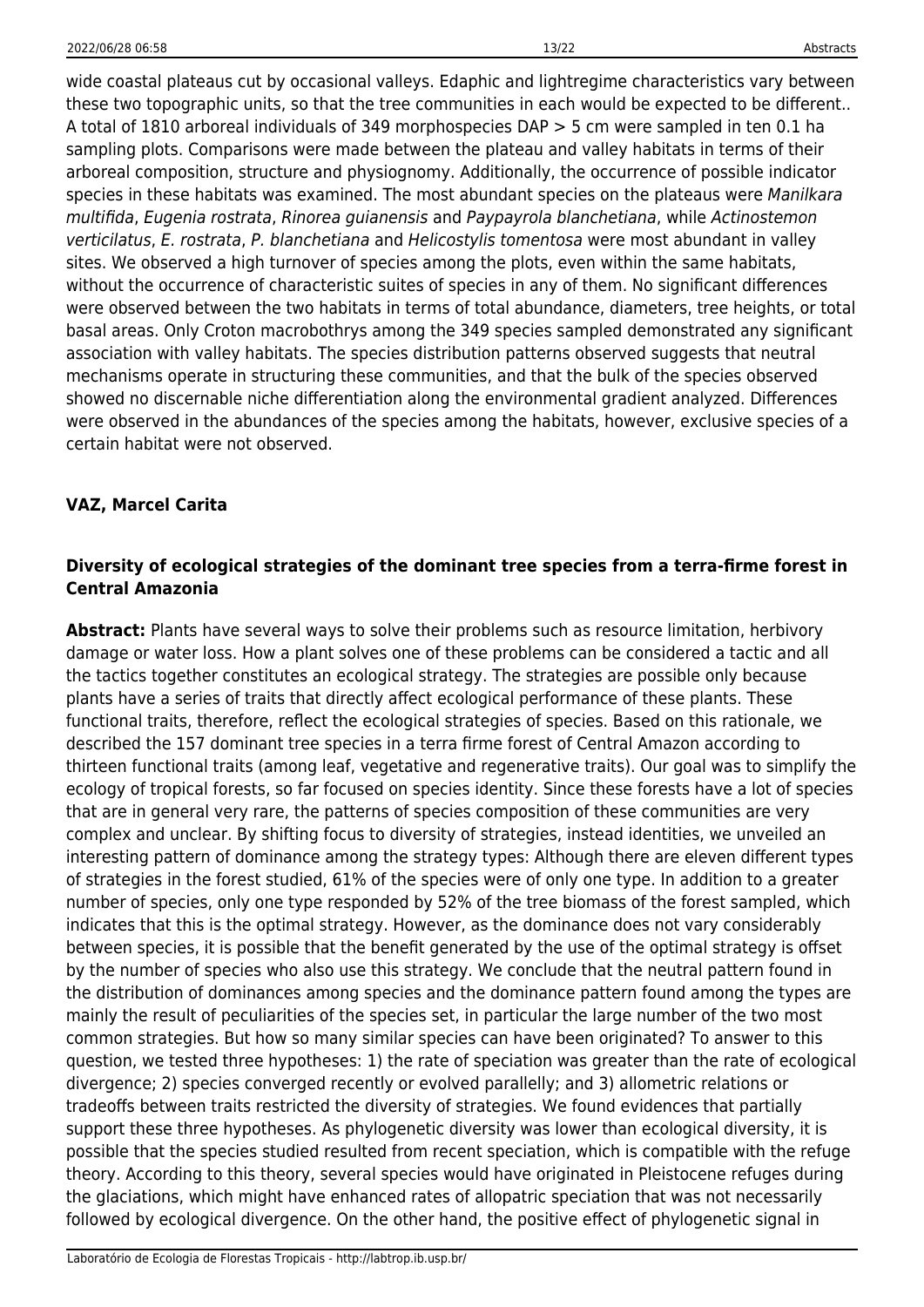wide coastal plateaus cut by occasional valleys. Edaphic and lightregime characteristics vary between these two topographic units, so that the tree communities in each would be expected to be different.. A total of 1810 arboreal individuals of 349 morphospecies DAP > 5 cm were sampled in ten 0.1 ha sampling plots. Comparisons were made between the plateau and valley habitats in terms of their arboreal composition, structure and physiognomy. Additionally, the occurrence of possible indicator species in these habitats was examined. The most abundant species on the plateaus were *Manilkara multifida*, *Eugenia rostrata*, *Rinorea guianensis* and *Paypayrola blanchetiana*, while *Actinostemon verticilatus*, *E. rostrata*, *P. blanchetiana* and *Helicostylis tomentosa* were most abundant in valley sites. We observed a high turnover of species among the plots, even within the same habitats, without the occurrence of characteristic suites of species in any of them. No significant differences were observed between the two habitats in terms of total abundance, diameters, tree heights, or total basal areas. Only Croton macrobothrys among the 349 species sampled demonstrated any significant association with valley habitats. The species distribution patterns observed suggests that neutral mechanisms operate in structuring these communities, and that the bulk of the species observed showed no discernable niche differentiation along the environmental gradient analyzed. Differences were observed in the abundances of the species among the habitats, however, exclusive species of a certain habitat were not observed.

### VAZ, Marcel Carita

### Diversity of ecological strategies of the dominant tree species from a terra-firme forest in Central Amazonia

**Abstract:** Plants have several ways to solve their problems such as resource limitation, herbivory damage or water loss. How a plant solves one of these problems can be considered a tactic and all the tactics together constitutes an ecological strategy. The strategies are possible only because plants have a series of traits that directly affect ecological performance of these plants. These functional traits, therefore, reflect the ecological strategies of species. Based on this rationale, we described the 157 dominant tree species in a terra firme forest of Central Amazon according to thirteen functional traits (among leaf, vegetative and regenerative traits). Our goal was to simplify the ecology of tropical forests, so far focused on species identity. Since these forests have a lot of species that are in general very rare, the patterns of species composition of these communities are very complex and unclear. By shifting focus to diversity of strategies, instead identities, we unveiled an interesting pattern of dominance among the strategy types: Although there are eleven different types of strategies in the forest studied, 61% of the species were of only one type. In addition to a greater number of species, only one type responded by 52% of the tree biomass of the forest sampled, which indicates that this is the optimal strategy. However, as the dominance does not vary considerably between species, it is possible that the benefit generated by the use of the optimal strategy is offset by the number of species who also use this strategy. We conclude that the neutral pattern found in the distribution of dominances among species and the dominance pattern found among the types are mainly the result of peculiarities of the species set, in particular the large number of the two most common strategies. But how so many similar species can have been originated? To answer to this question, we tested three hypotheses: 1) the rate of speciation was greater than the rate of ecological divergence; 2) species converged recently or evolved parallelly; and 3) allometric relations or tradeoffs between traits restricted the diversity of strategies. We found evidences that partially support these three hypotheses. As phylogenetic diversity was lower than ecological diversity, it is possible that the species studied resulted from recent speciation, which is compatible with the refuge theory. According to this theory, several species would have originated in Pleistocene refuges during the glaciations, which might have enhanced rates of allopatric speciation that was not necessarily followed by ecological divergence. On the other hand, the positive effect of phylogenetic signal in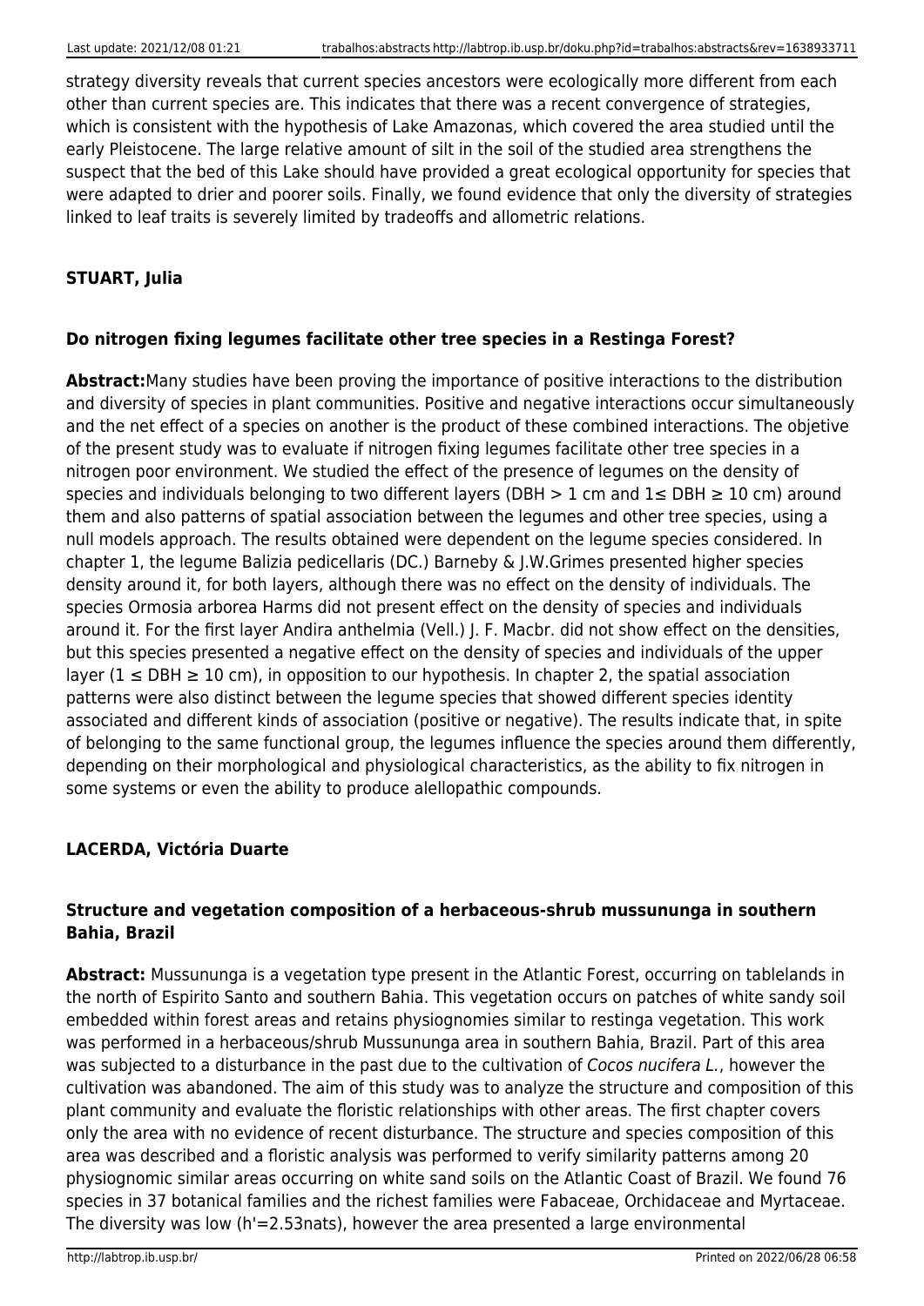strategy diversity reveals that current species ancestors were ecologically more different from each other than current species are. This indicates that there was a recent convergence of strategies, which is consistent with the hypothesis of Lake Amazonas, which covered the area studied until the early Pleistocene. The large relative amount of silt in the soil of the studied area strengthens the suspect that the bed of this Lake should have provided a great ecological opportunity for species that were adapted to drier and poorer soils. Finally, we found evidence that only the diversity of strategies linked to leaf traits is severely limited by tradeoffs and allometric relations.

**STUART, Julia**

**Do nitrogen fixing legumes facilitate other tree species in a Restinga Forest?**

**Abstract:**Many studies have been proving the importance of positive interactions to the distribution and diversity of species in plant communities. Positive and negative interactions occur simultaneously and the net effect of a species on another is the product of these combined interactions. The objetive of the present study was to evaluate if nitrogen fixing legumes facilitate other tree species in a nitrogen poor environment. We studied the effect of the presence of legumes on the density of species and individuals belonging to two different layers (DBH > 1 cm and 1≤ DBH ≥ 10 cm) around them and also patterns of spatial association between the legumes and other tree species, using a null models approach. The results obtained were dependent on the legume species considered. In chapter 1, the legume Balizia pedicellaris (DC.) Barneby & J.W.Grimes presented higher species density around it, for both layers, although there was no effect on the density of individuals. The species Ormosia arborea Harms did not present effect on the density of species and individuals around it. For the first layer Andira anthelmia (Vell.) J. F. Macbr. did not show effect on the densities, but this species presented a negative effect on the density of species and individuals of the upper layer (1 ≤ DBH ≥ 10 cm), in opposition to our hypothesis. In chapter 2, the spatial association patterns were also distinct between the legume species that showed different species identity associated and different kinds of association (positive or negative). The results indicate that, in spite of belonging to the same functional group, the legumes influence the species around them differently, depending on their morphological and physiological characteristics, as the ability to fix nitrogen in some systems or even the ability to produce alellopathic compounds.

**LACERDA, Victória Duarte**

**Structure and vegetation composition of a herbaceous-shrub mussununga in southern Bahia, Brazil**

**Abstract:** Mussununga is a vegetation type present in the Atlantic Forest, occurring on tablelands in the north of Espirito Santo and southern Bahia. This vegetation occurs on patches of white sandy soil embedded within forest areas and retains physiognomies similar to restinga vegetation. This work was performed in a herbaceous/shrub Mussununga area in southern Bahia, Brazil. Part of this area was subjected to a disturbance in the past due to the cultivation of *Cocos nucifera L.*, however the cultivation was abandoned. The aim of this study was to analyze the structure and composition of this plant community and evaluate the floristic relationships with other areas. The first chapter covers only the area with no evidence of recent disturbance. The structure and species composition of this area was described and a floristic analysis was performed to verify similarity patterns among 20 physiognomic similar areas occurring on white sand soils on the Atlantic Coast of Brazil. We found 76 species in 37 botanical families and the richest families were Fabaceae, Orchidaceae and Myrtaceae. The diversity was low (h'=2.53nats), however the area presented a large environmental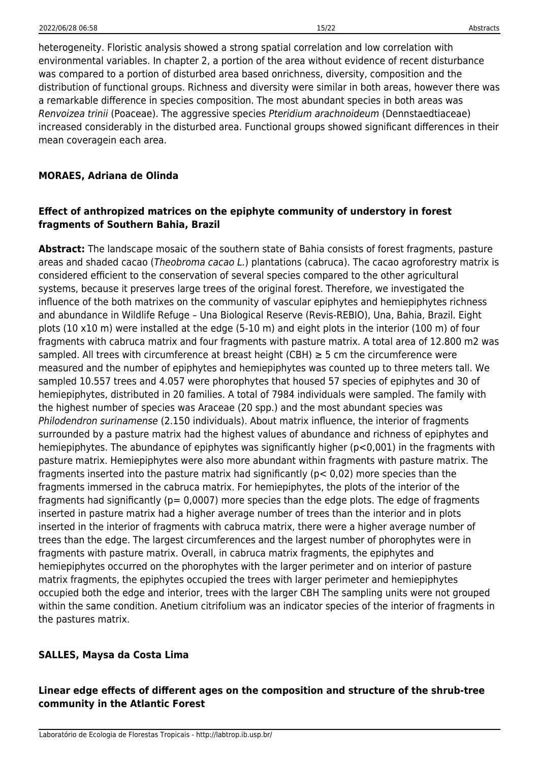heterogeneity. Floristic analysis showed a strong spatial correlation and low correlation with environmental variables. In chapter 2, a portion of the area without evidence of recent disturbance was compared to a portion of disturbed area based onrichness, diversity, composition and the distribution of functional groups. Richness and diversity were similar in both areas, however there was a remarkable difference in species composition. The most abundant species in both areas was *Renvoizea trinii* (Poaceae). The aggressive species *Pteridium arachnoideum* (Dennstaedtiaceae) increased considerably in the disturbed area. Functional groups showed significant differences in their mean coveragein each area.

**MORAES, Adriana de Olinda**

**Effect of anthropized matrices on the epiphyte community of understory in forest fragments of Southern Bahia, Brazil**

**Abstract:** The landscape mosaic of the southern state of Bahia consists of forest fragments, pasture areas and shaded cacao (*Theobroma cacao L.*) plantations (cabruca). The cacao agroforestry matrix is considered efficient to the conservation of several species compared to the other agricultural systems, because it preserves large trees of the original forest. Therefore, we investigated the influence of the both matrixes on the community of vascular epiphytes and hemiepiphytes richness and abundance in Wildlife Refuge – Una Biological Reserve (Revis-REBIO), Una, Bahia, Brazil. Eight plots (10 x10 m) were installed at the edge (5-10 m) and eight plots in the interior (100 m) of four fragments with cabruca matrix and four fragments with pasture matrix. A total area of 12.800 m2 was sampled. All trees with circumference at breast height (CBH) ≥ 5 cm the circumference were measured and the number of epiphytes and hemiepiphytes was counted up to three meters tall. We sampled 10.557 trees and 4.057 were phorophytes that housed 57 species of epiphytes and 30 of hemiepiphytes, distributed in 20 families. A total of 7984 individuals were sampled. The family with the highest number of species was Araceae (20 spp.) and the most abundant species was *Philodendron surinamense* (2.150 individuals). About matrix influence, the interior of fragments surrounded by a pasture matrix had the highest values of abundance and richness of epiphytes and hemiepiphytes. The abundance of epiphytes was significantly higher ($p<0,001$) in the fragments with pasture matrix. Hemiepiphytes were also more abundant within fragments with pasture matrix. The fragments inserted into the pasture matrix had significantly ($p< 0,02$) more species than the fragments immersed in the cabruca matrix. For hemiepiphytes, the plots of the interior of the fragments had significantly ($p= 0,0007$) more species than the edge plots. The edge of fragments inserted in pasture matrix had a higher average number of trees than the interior and in plots inserted in the interior of fragments with cabruca matrix, there were a higher average number of trees than the edge. The largest circumferences and the largest number of phorophytes were in fragments with pasture matrix. Overall, in cabruca matrix fragments, the epiphytes and hemiepiphytes occurred on the phorophytes with the larger perimeter and on interior of pasture matrix fragments, the epiphytes occupied the trees with larger perimeter and hemiepiphytes occupied both the edge and interior, trees with the larger CBH The sampling units were not grouped within the same condition. Anetium citrifolium was an indicator species of the interior of fragments in the pastures matrix.

**SALLES, Maysa da Costa Lima**

**Linear edge effects of different ages on the composition and structure of the shrub-tree community in the Atlantic Forest**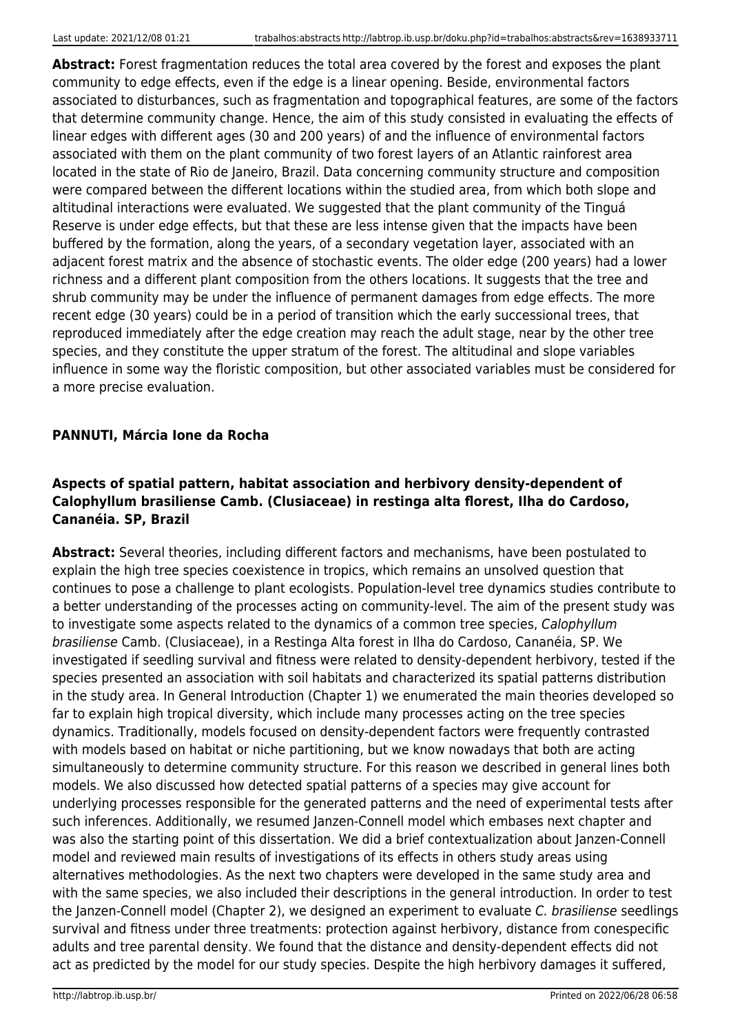**Abstract:** Forest fragmentation reduces the total area covered by the forest and exposes the plant community to edge effects, even if the edge is a linear opening. Beside, environmental factors associated to disturbances, such as fragmentation and topographical features, are some of the factors that determine community change. Hence, the aim of this study consisted in evaluating the effects of linear edges with different ages (30 and 200 years) of and the influence of environmental factors associated with them on the plant community of two forest layers of an Atlantic rainforest area located in the state of Rio de Janeiro, Brazil. Data concerning community structure and composition were compared between the different locations within the studied area, from which both slope and altitudinal interactions were evaluated. We suggested that the plant community of the Tinguá Reserve is under edge effects, but that these are less intense given that the impacts have been buffered by the formation, along the years, of a secondary vegetation layer, associated with an adjacent forest matrix and the absence of stochastic events. The older edge (200 years) had a lower richness and a different plant composition from the others locations. It suggests that the tree and shrub community may be under the influence of permanent damages from edge effects. The more recent edge (30 years) could be in a period of transition which the early successional trees, that reproduced immediately after the edge creation may reach the adult stage, near by the other tree species, and they constitute the upper stratum of the forest. The altitudinal and slope variables influence in some way the floristic composition, but other associated variables must be considered for a more precise evaluation.

#### PANNUTI, Márcia Ione da Rocha

#### Aspects of spatial pattern, habitat association and herbivory density-dependent of Calophyllum brasiliense Camb. (Clusiaceae) in restinga alta florest, Ilha do Cardoso, Cananéia. SP, Brazil

**Abstract:** Several theories, including different factors and mechanisms, have been postulated to explain the high tree species coexistence in tropics, which remains an unsolved question that continues to pose a challenge to plant ecologists. Population-level tree dynamics studies contribute to a better understanding of the processes acting on community-level. The aim of the present study was to investigate some aspects related to the dynamics of a common tree species, *Calophyllum brasiliense* Camb. (Clusiaceae), in a Restinga Alta forest in Ilha do Cardoso, Cananéia, SP. We investigated if seedling survival and fitness were related to density-dependent herbivory, tested if the species presented an association with soil habitats and characterized its spatial patterns distribution in the study area. In General Introduction (Chapter 1) we enumerated the main theories developed so far to explain high tropical diversity, which include many processes acting on the tree species dynamics. Traditionally, models focused on density-dependent factors were frequently contrasted with models based on habitat or niche partitioning, but we know nowadays that both are acting simultaneously to determine community structure. For this reason we described in general lines both models. We also discussed how detected spatial patterns of a species may give account for underlying processes responsible for the generated patterns and the need of experimental tests after such inferences. Additionally, we resumed Janzen-Connell model which embases next chapter and was also the starting point of this dissertation. We did a brief contextualization about Janzen-Connell model and reviewed main results of investigations of its effects in others study areas using alternatives methodologies. As the next two chapters were developed in the same study area and with the same species, we also included their descriptions in the general introduction. In order to test the Janzen-Connell model (Chapter 2), we designed an experiment to evaluate *C. brasiliense* seedlings survival and fitness under three treatments: protection against herbivory, distance from conespecific adults and tree parental density. We found that the distance and density-dependent effects did not act as predicted by the model for our study species. Despite the high herbivory damages it suffered,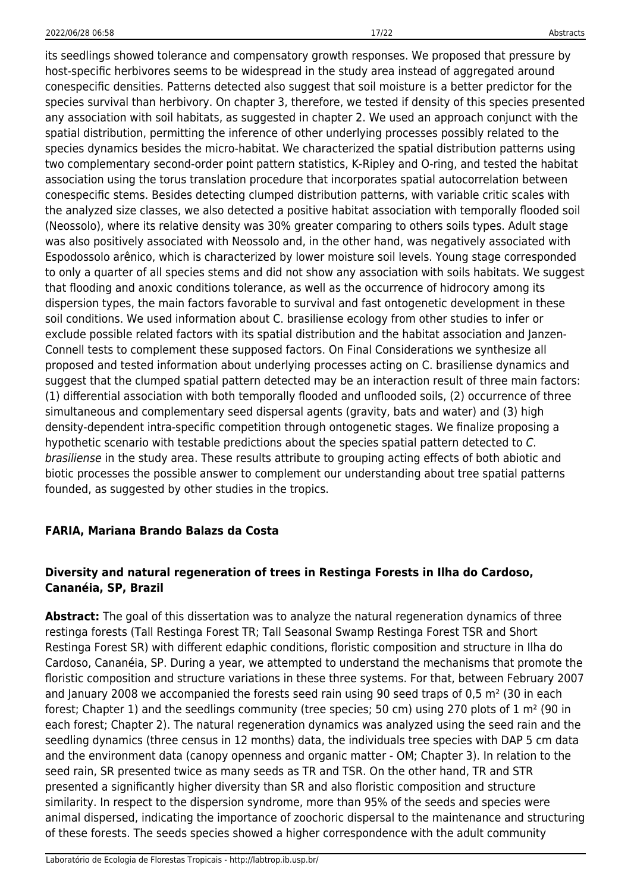its seedlings showed tolerance and compensatory growth responses. We proposed that pressure by host-specific herbivores seems to be widespread in the study area instead of aggregated around conespecific densities. Patterns detected also suggest that soil moisture is a better predictor for the species survival than herbivory. On chapter 3, therefore, we tested if density of this species presented any association with soil habitats, as suggested in chapter 2. We used an approach conjunct with the spatial distribution, permitting the inference of other underlying processes possibly related to the species dynamics besides the micro-habitat. We characterized the spatial distribution patterns using two complementary second-order point pattern statistics, K-Ripley and O-ring, and tested the habitat association using the torus translation procedure that incorporates spatial autocorrelation between conespecific stems. Besides detecting clumped distribution patterns, with variable critic scales with the analyzed size classes, we also detected a positive habitat association with temporally flooded soil (Neossolo), where its relative density was 30% greater comparing to others soils types. Adult stage was also positively associated with Neossolo and, in the other hand, was negatively associated with Espodossolo arênico, which is characterized by lower moisture soil levels. Young stage corresponded to only a quarter of all species stems and did not show any association with soils habitats. We suggest that flooding and anoxic conditions tolerance, as well as the occurrence of hidrocory among its dispersion types, the main factors favorable to survival and fast ontogenetic development in these soil conditions. We used information about C. brasiliense ecology from other studies to infer or exclude possible related factors with its spatial distribution and the habitat association and Janzen-Connell tests to complement these supposed factors. On Final Considerations we synthesize all proposed and tested information about underlying processes acting on C. brasiliense dynamics and suggest that the clumped spatial pattern detected may be an interaction result of three main factors: (1) differential association with both temporally flooded and unflooded soils, (2) occurrence of three simultaneous and complementary seed dispersal agents (gravity, bats and water) and (3) high density-dependent intra-specific competition through ontogenetic stages. We finalize proposing a hypothetic scenario with testable predictions about the species spatial pattern detected to *C. brasiliense* in the study area. These results attribute to grouping acting effects of both abiotic and biotic processes the possible answer to complement our understanding about tree spatial patterns founded, as suggested by other studies in the tropics.

### FARIA, Mariana Brando Balazs da Costa

### Diversity and natural regeneration of trees in Restinga Forests in Ilha do Cardoso, Cananéia, SP, Brazil

**Abstract:** The goal of this dissertation was to analyze the natural regeneration dynamics of three restinga forests (Tall Restinga Forest TR; Tall Seasonal Swamp Restinga Forest TSR and Short Restinga Forest SR) with different edaphic conditions, floristic composition and structure in Ilha do Cardoso, Cananéia, SP. During a year, we attempted to understand the mechanisms that promote the floristic composition and structure variations in these three systems. For that, between February 2007 and January 2008 we accompanied the forests seed rain using 90 seed traps of 0,5 m² (30 in each forest; Chapter 1) and the seedlings community (tree species; 50 cm) using 270 plots of 1 m² (90 in each forest; Chapter 2). The natural regeneration dynamics was analyzed using the seed rain and the seedling dynamics (three census in 12 months) data, the individuals tree species with DAP 5 cm data and the environment data (canopy openness and organic matter - OM; Chapter 3). In relation to the seed rain, SR presented twice as many seeds as TR and TSR. On the other hand, TR and STR presented a significantly higher diversity than SR and also floristic composition and structure similarity. In respect to the dispersion syndrome, more than 95% of the seeds and species were animal dispersed, indicating the importance of zoochoric dispersal to the maintenance and structuring of these forests. The seeds species showed a higher correspondence with the adult community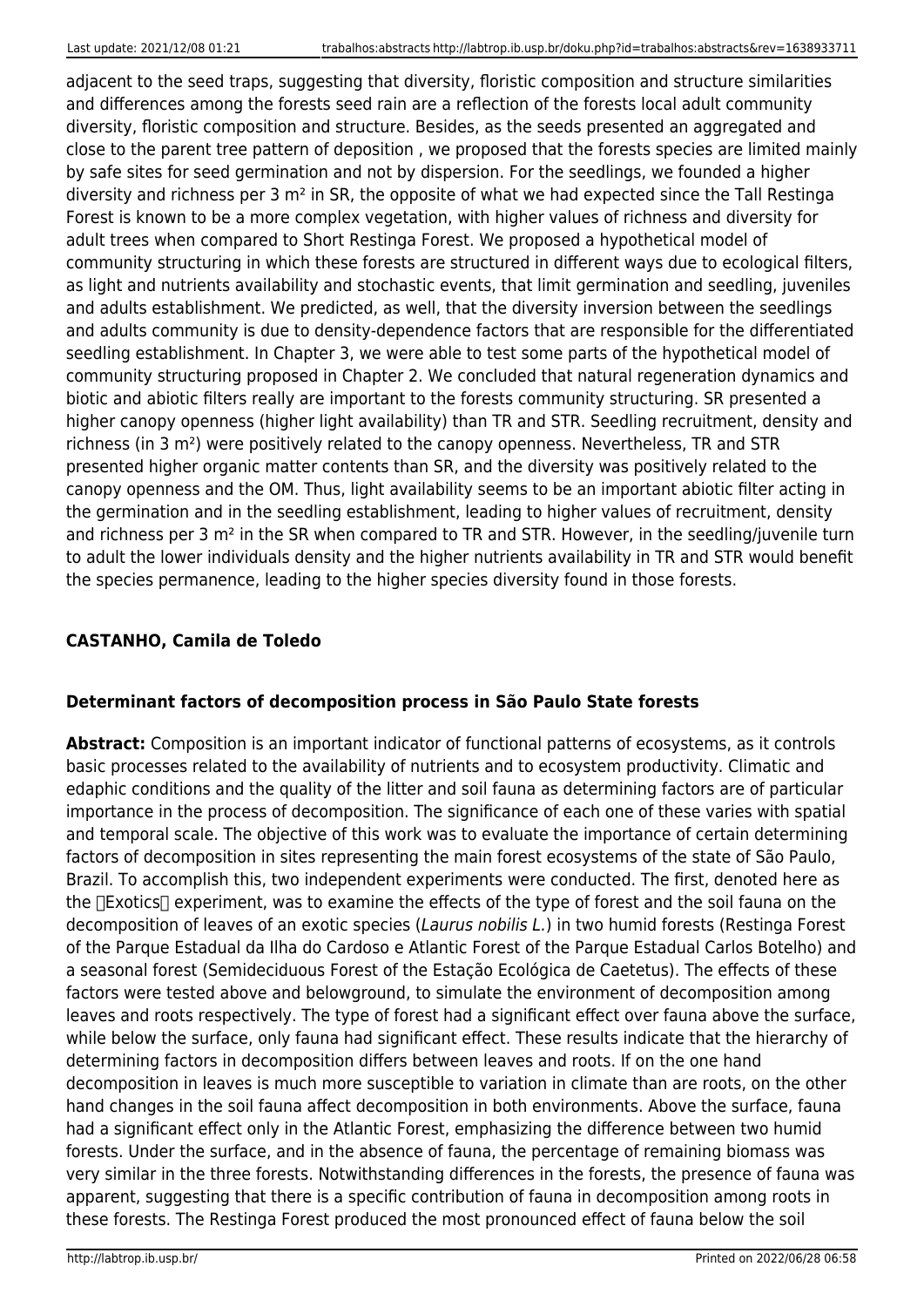adjacent to the seed traps, suggesting that diversity, floristic composition and structure similarities and differences among the forests seed rain are a reflection of the forests local adult community diversity, floristic composition and structure. Besides, as the seeds presented an aggregated and close to the parent tree pattern of deposition , we proposed that the forests species are limited mainly by safe sites for seed germination and not by dispersion. For the seedlings, we founded a higher diversity and richness per 3 m² in SR, the opposite of what we had expected since the Tall Restinga Forest is known to be a more complex vegetation, with higher values of richness and diversity for adult trees when compared to Short Restinga Forest. We proposed a hypothetical model of community structuring in which these forests are structured in different ways due to ecological filters, as light and nutrients availability and stochastic events, that limit germination and seedling, juveniles and adults establishment. We predicted, as well, that the diversity inversion between the seedlings and adults community is due to density-dependence factors that are responsible for the differentiated seedling establishment. In Chapter 3, we were able to test some parts of the hypothetical model of community structuring proposed in Chapter 2. We concluded that natural regeneration dynamics and biotic and abiotic filters really are important to the forests community structuring. SR presented a higher canopy openness (higher light availability) than TR and STR. Seedling recruitment, density and richness (in 3 m²) were positively related to the canopy openness. Nevertheless, TR and STR presented higher organic matter contents than SR, and the diversity was positively related to the canopy openness and the OM. Thus, light availability seems to be an important abiotic filter acting in the germination and in the seedling establishment, leading to higher values of recruitment, density and richness per 3 m² in the SR when compared to TR and STR. However, in the seedling/juvenile turn to adult the lower individuals density and the higher nutrients availability in TR and STR would benefit the species permanence, leading to the higher species diversity found in those forests.

### CASTANHO, Camila de Toledo

### Determinant factors of decomposition process in São Paulo State forests

**Abstract:** Composition is an important indicator of functional patterns of ecosystems, as it controls basic processes related to the availability of nutrients and to ecosystem productivity. Climatic and edaphic conditions and the quality of the litter and soil fauna as determining factors are of particular importance in the process of decomposition. The significance of each one of these varies with spatial and temporal scale. The objective of this work was to evaluate the importance of certain determining factors of decomposition in sites representing the main forest ecosystems of the state of São Paulo, Brazil. To accomplish this, two independent experiments were conducted. The first, denoted here as the "Exotics" experiment, was to examine the effects of the type of forest and the soil fauna on the decomposition of leaves of an exotic species (*Laurus nobilis L.*) in two humid forests (Restinga Forest of the Parque Estadual da Ilha do Cardoso e Atlantic Forest of the Parque Estadual Carlos Botelho) and a seasonal forest (Semideciduous Forest of the Estação Ecológica de Caetetus). The effects of these factors were tested above and belowground, to simulate the environment of decomposition among leaves and roots respectively. The type of forest had a significant effect over fauna above the surface, while below the surface, only fauna had significant effect. These results indicate that the hierarchy of determining factors in decomposition differs between leaves and roots. If on the one hand decomposition in leaves is much more susceptible to variation in climate than are roots, on the other hand changes in the soil fauna affect decomposition in both environments. Above the surface, fauna had a significant effect only in the Atlantic Forest, emphasizing the difference between two humid forests. Under the surface, and in the absence of fauna, the percentage of remaining biomass was very similar in the three forests. Notwithstanding differences in the forests, the presence of fauna was apparent, suggesting that there is a specific contribution of fauna in decomposition among roots in these forests. The Restinga Forest produced the most pronounced effect of fauna below the soil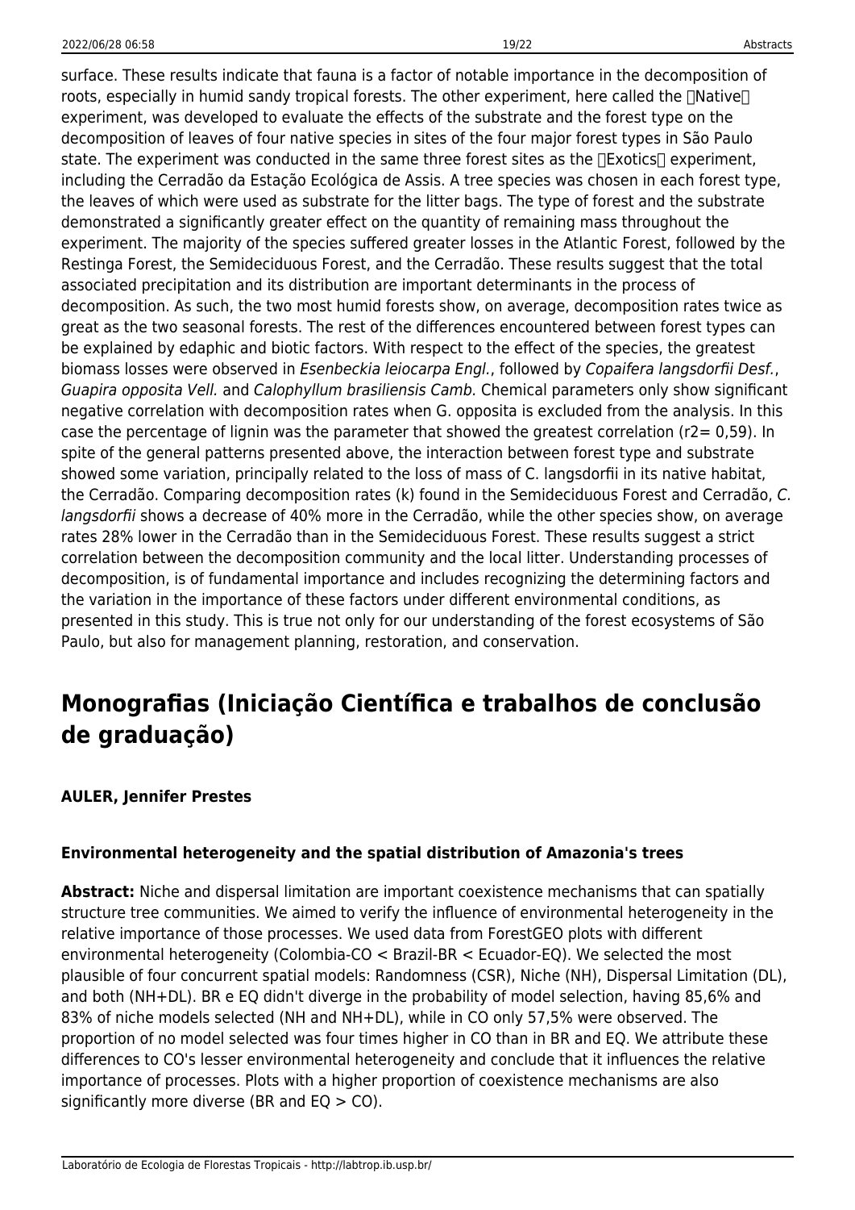surface. These results indicate that fauna is a factor of notable importance in the decomposition of roots, especially in humid sandy tropical forests. The other experiment, here called the Native experiment, was developed to evaluate the effects of the substrate and the forest type on the decomposition of leaves of four native species in sites of the four major forest types in São Paulo state. The experiment was conducted in the same three forest sites as the Exotics experiment, including the Cerradão da Estação Ecológica de Assis. A tree species was chosen in each forest type, the leaves of which were used as substrate for the litter bags. The type of forest and the substrate demonstrated a significantly greater effect on the quantity of remaining mass throughout the experiment. The majority of the species suffered greater losses in the Atlantic Forest, followed by the Restinga Forest, the Semideciduous Forest, and the Cerradão. These results suggest that the total associated precipitation and its distribution are important determinants in the process of decomposition. As such, the two most humid forests show, on average, decomposition rates twice as great as the two seasonal forests. The rest of the differences encountered between forest types can be explained by edaphic and biotic factors. With respect to the effect of the species, the greatest biomass losses were observed in *Esenbeckia leiocarpa Engl.*, followed by *Copaifera langsdorfii Desf.*, *Guapira opposita Vell.* and *Calophyllum brasiliensis Camb.* Chemical parameters only show significant negative correlation with decomposition rates when G. opposita is excluded from the analysis. In this case the percentage of lignin was the parameter that showed the greatest correlation ($r^2$= 0,59). In spite of the general patterns presented above, the interaction between forest type and substrate showed some variation, principally related to the loss of mass of C. langsdorfii in its native habitat, the Cerradão. Comparing decomposition rates (k) found in the Semideciduous Forest and Cerradão, *C. langsdorfii* shows a decrease of 40% more in the Cerradão, while the other species show, on average rates 28% lower in the Cerradão than in the Semideciduous Forest. These results suggest a strict correlation between the decomposition community and the local litter. Understanding processes of decomposition, is of fundamental importance and includes recognizing the determining factors and the variation in the importance of these factors under different environmental conditions, as presented in this study. This is true not only for our understanding of the forest ecosystems of São Paulo, but also for management planning, restoration, and conservation.

## Monografias (Iniciação Científica e trabalhos de conclusão de graduação)

**AULER, Jennifer Prestes**

**Environmental heterogeneity and the spatial distribution of Amazonia's trees**

**Abstract:** Niche and dispersal limitation are important coexistence mechanisms that can spatially structure tree communities. We aimed to verify the influence of environmental heterogeneity in the relative importance of those processes. We used data from ForestGEO plots with different environmental heterogeneity (Colombia-CO < Brazil-BR < Ecuador-EQ). We selected the most plausible of four concurrent spatial models: Randomness (CSR), Niche (NH), Dispersal Limitation (DL), and both (NH+DL). BR e EQ didn't diverge in the probability of model selection, having 85,6% and 83% of niche models selected (NH and NH+DL), while in CO only 57,5% were observed. The proportion of no model selected was four times higher in CO than in BR and EQ. We attribute these differences to CO's lesser environmental heterogeneity and conclude that it influences the relative importance of processes. Plots with a higher proportion of coexistence mechanisms are also significantly more diverse (BR and EQ > CO).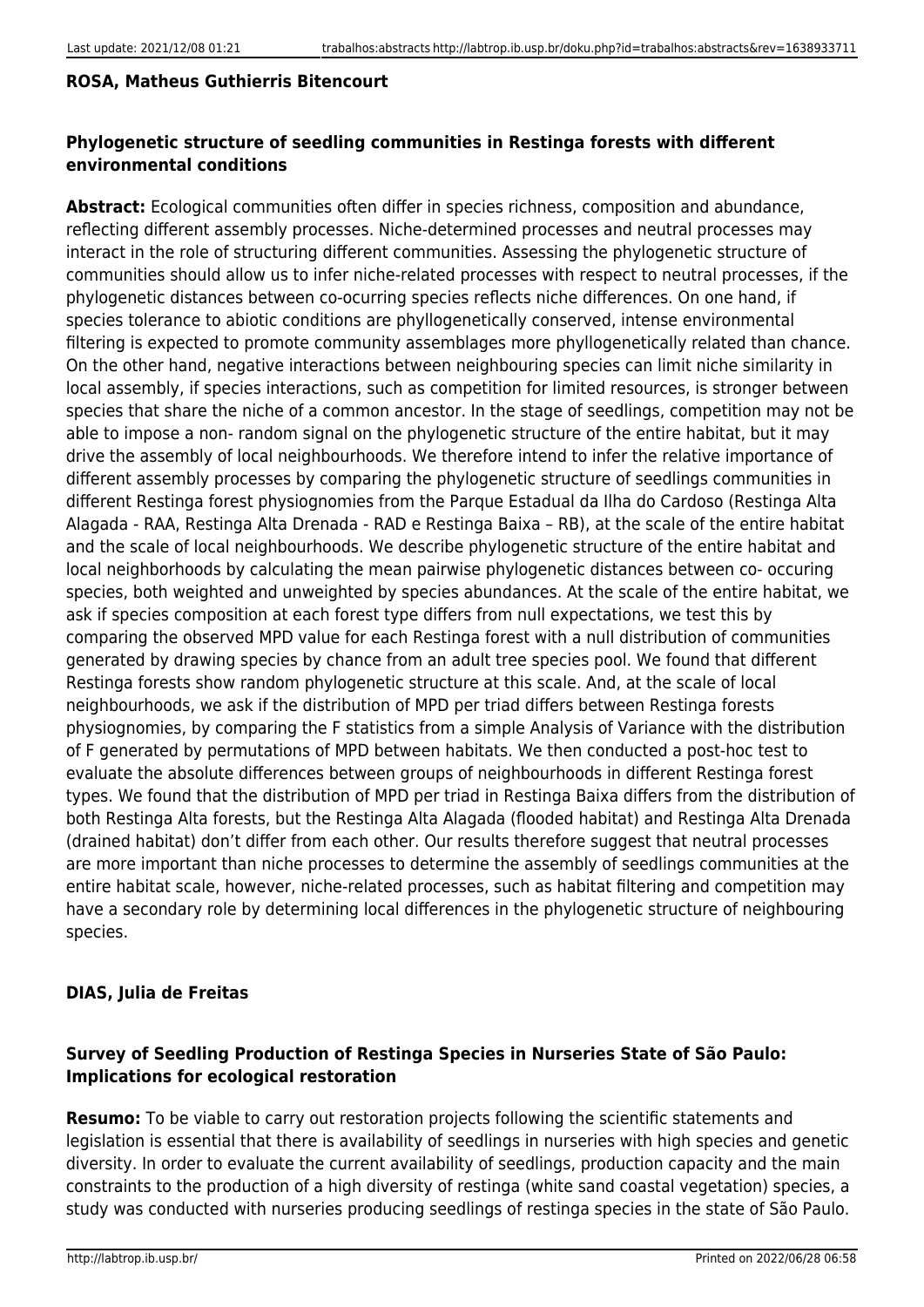**ROSA, Matheus Guthierris Bitencourt**

**Phylogenetic structure of seedling communities in Restinga forests with different environmental conditions**

**Abstract:** Ecological communities often differ in species richness, composition and abundance, reflecting different assembly processes. Niche-determined processes and neutral processes may interact in the role of structuring different communities. Assessing the phylogenetic structure of communities should allow us to infer niche-related processes with respect to neutral processes, if the phylogenetic distances between co-ocurring species reflects niche differences. On one hand, if species tolerance to abiotic conditions are phyllogenetically conserved, intense environmental filtering is expected to promote community assemblages more phyllogenetically related than chance. On the other hand, negative interactions between neighbouring species can limit niche similarity in local assembly, if species interactions, such as competition for limited resources, is stronger between species that share the niche of a common ancestor. In the stage of seedlings, competition may not be able to impose a non- random signal on the phylogenetic structure of the entire habitat, but it may drive the assembly of local neighbourhoods. We therefore intend to infer the relative importance of different assembly processes by comparing the phylogenetic structure of seedlings communities in different Restinga forest physiognomies from the Parque Estadual da Ilha do Cardoso (Restinga Alta Alagada - RAA, Restinga Alta Drenada - RAD e Restinga Baixa – RB), at the scale of the entire habitat and the scale of local neighbourhoods. We describe phylogenetic structure of the entire habitat and local neighborhoods by calculating the mean pairwise phylogenetic distances between co- occuring species, both weighted and unweighted by species abundances. At the scale of the entire habitat, we ask if species composition at each forest type differs from null expectations, we test this by comparing the observed MPD value for each Restinga forest with a null distribution of communities generated by drawing species by chance from an adult tree species pool. We found that different Restinga forests show random phylogenetic structure at this scale. And, at the scale of local neighbourhoods, we ask if the distribution of MPD per triad differs between Restinga forests physiognomies, by comparing the F statistics from a simple Analysis of Variance with the distribution of F generated by permutations of MPD between habitats. We then conducted a post-hoc test to evaluate the absolute differences between groups of neighbourhoods in different Restinga forest types. We found that the distribution of MPD per triad in Restinga Baixa differs from the distribution of both Restinga Alta forests, but the Restinga Alta Alagada (flooded habitat) and Restinga Alta Drenada (drained habitat) don't differ from each other. Our results therefore suggest that neutral processes are more important than niche processes to determine the assembly of seedlings communities at the entire habitat scale, however, niche-related processes, such as habitat filtering and competition may have a secondary role by determining local differences in the phylogenetic structure of neighbouring species.

**DIAS, Julia de Freitas**

**Survey of Seedling Production of Restinga Species in Nurseries State of São Paulo: Implications for ecological restoration**

**Resumo:** To be viable to carry out restoration projects following the scientific statements and legislation is essential that there is availability of seedlings in nurseries with high species and genetic diversity. In order to evaluate the current availability of seedlings, production capacity and the main constraints to the production of a high diversity of restinga (white sand coastal vegetation) species, a study was conducted with nurseries producing seedlings of restinga species in the state of São Paulo.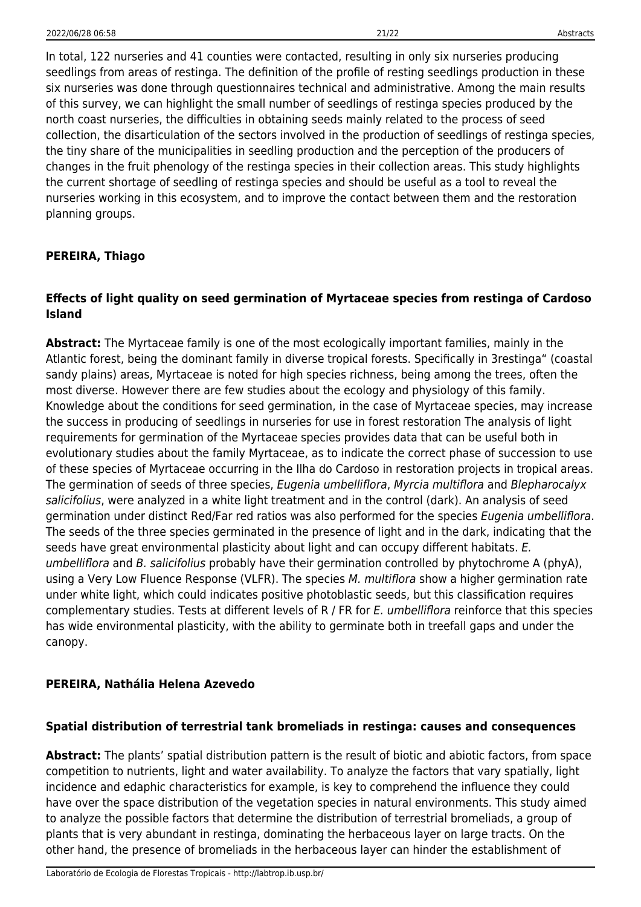In total, 122 nurseries and 41 counties were contacted, resulting in only six nurseries producing seedlings from areas of restinga. The definition of the profile of resting seedlings production in these six nurseries was done through questionnaires technical and administrative. Among the main results of this survey, we can highlight the small number of seedlings of restinga species produced by the north coast nurseries, the difficulties in obtaining seeds mainly related to the process of seed collection, the disarticulation of the sectors involved in the production of seedlings of restinga species, the tiny share of the municipalities in seedling production and the perception of the producers of changes in the fruit phenology of the restinga species in their collection areas. This study highlights the current shortage of seedling of restinga species and should be useful as a tool to reveal the nurseries working in this ecosystem, and to improve the contact between them and the restoration planning groups.

**PEREIRA, Thiago**

**Effects of light quality on seed germination of Myrtaceae species from restinga of Cardoso Island**

**Abstract:** The Myrtaceae family is one of the most ecologically important families, mainly in the Atlantic forest, being the dominant family in diverse tropical forests. Specifically in 3restinga" (coastal sandy plains) areas, Myrtaceae is noted for high species richness, being among the trees, often the most diverse. However there are few studies about the ecology and physiology of this family. Knowledge about the conditions for seed germination, in the case of Myrtaceae species, may increase the success in producing of seedlings in nurseries for use in forest restoration The analysis of light requirements for germination of the Myrtaceae species provides data that can be useful both in evolutionary studies about the family Myrtaceae, as to indicate the correct phase of succession to use of these species of Myrtaceae occurring in the Ilha do Cardoso in restoration projects in tropical areas. The germination of seeds of three species, *Eugenia umbelliflora*, *Myrcia multiflora* and *Blepharocalyx salicifolius*, were analyzed in a white light treatment and in the control (dark). An analysis of seed germination under distinct Red/Far red ratios was also performed for the species *Eugenia umbelliflora*. The seeds of the three species germinated in the presence of light and in the dark, indicating that the seeds have great environmental plasticity about light and can occupy different habitats. *E. umbelliflora* and *B. salicifolius* probably have their germination controlled by phytochrome A (phyA), using a Very Low Fluence Response (VLFR). The species *M. multiflora* show a higher germination rate under white light, which could indicates positive photoblastic seeds, but this classification requires complementary studies. Tests at different levels of R / FR for *E. umbelliflora* reinforce that this species has wide environmental plasticity, with the ability to germinate both in treefall gaps and under the canopy.

**PEREIRA, Nathália Helena Azevedo**

**Spatial distribution of terrestrial tank bromeliads in restinga: causes and consequences**

**Abstract:** The plants' spatial distribution pattern is the result of biotic and abiotic factors, from space competition to nutrients, light and water availability. To analyze the factors that vary spatially, light incidence and edaphic characteristics for example, is key to comprehend the influence they could have over the space distribution of the vegetation species in natural environments. This study aimed to analyze the possible factors that determine the distribution of terrestrial bromeliads, a group of plants that is very abundant in restinga, dominating the herbaceous layer on large tracts. On the other hand, the presence of bromeliads in the herbaceous layer can hinder the establishment of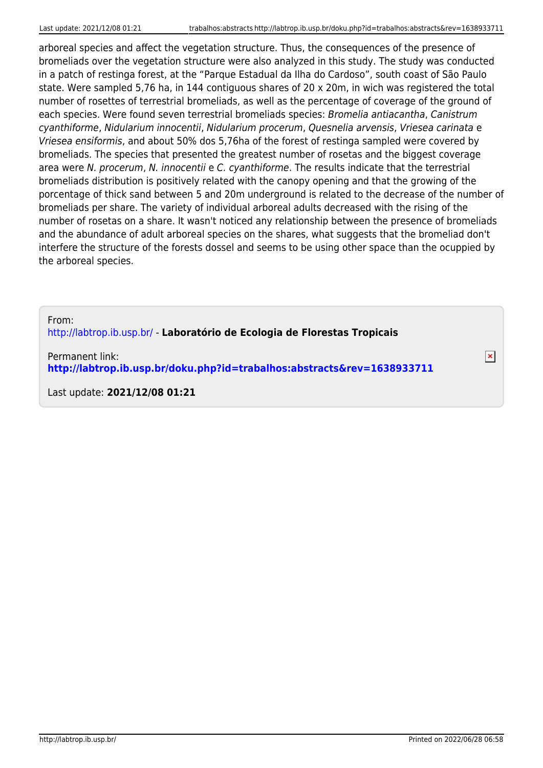arboreal species and affect the vegetation structure. Thus, the consequences of the presence of bromeliads over the vegetation structure were also analyzed in this study. The study was conducted in a patch of restinga forest, at the "Parque Estadual da Ilha do Cardoso", south coast of São Paulo state. Were sampled 5,76 ha, in 144 contiguous shares of 20 x 20m, in wich was registered the total number of rosettes of terrestrial bromeliads, as well as the percentage of coverage of the ground of each species. Were found seven terrestrial bromeliads species: *Bromelia antiacantha*, *Canistrum cyanthiforme*, *Nidularium innocentii*, *Nidularium procerum*, *Quesnelia arvensis*, *Vriesea carinata* e *Vriesea ensiformis*, and about 50% dos 5,76ha of the forest of restinga sampled were covered by bromeliads. The species that presented the greatest number of rosetas and the biggest coverage area were *N. procerum*, *N. innocentii* e *C. cyanthiforme*. The results indicate that the terrestrial bromeliads distribution is positively related with the canopy opening and that the growing of the porcentage of thick sand between 5 and 20m underground is related to the decrease of the number of bromeliads per share. The variety of individual arboreal adults decreased with the rising of the number of rosetas on a share. It wasn't noticed any relationship between the presence of bromeliads and the abundance of adult arboreal species on the shares, what suggests that the bromeliad don't interfere the structure of the forests dossel and seems to be using other space than the ocuppied by the arboreal species.

From:
http://labtrop.ib.usp.br/ - **Laboratório de Ecologia de Florestas Tropicais**

Permanent link:
**http://labtrop.ib.usp.br/doku.php?id=trabalhos:abstracts&rev=1638933711**

Last update: **2021/12/08 01:21**